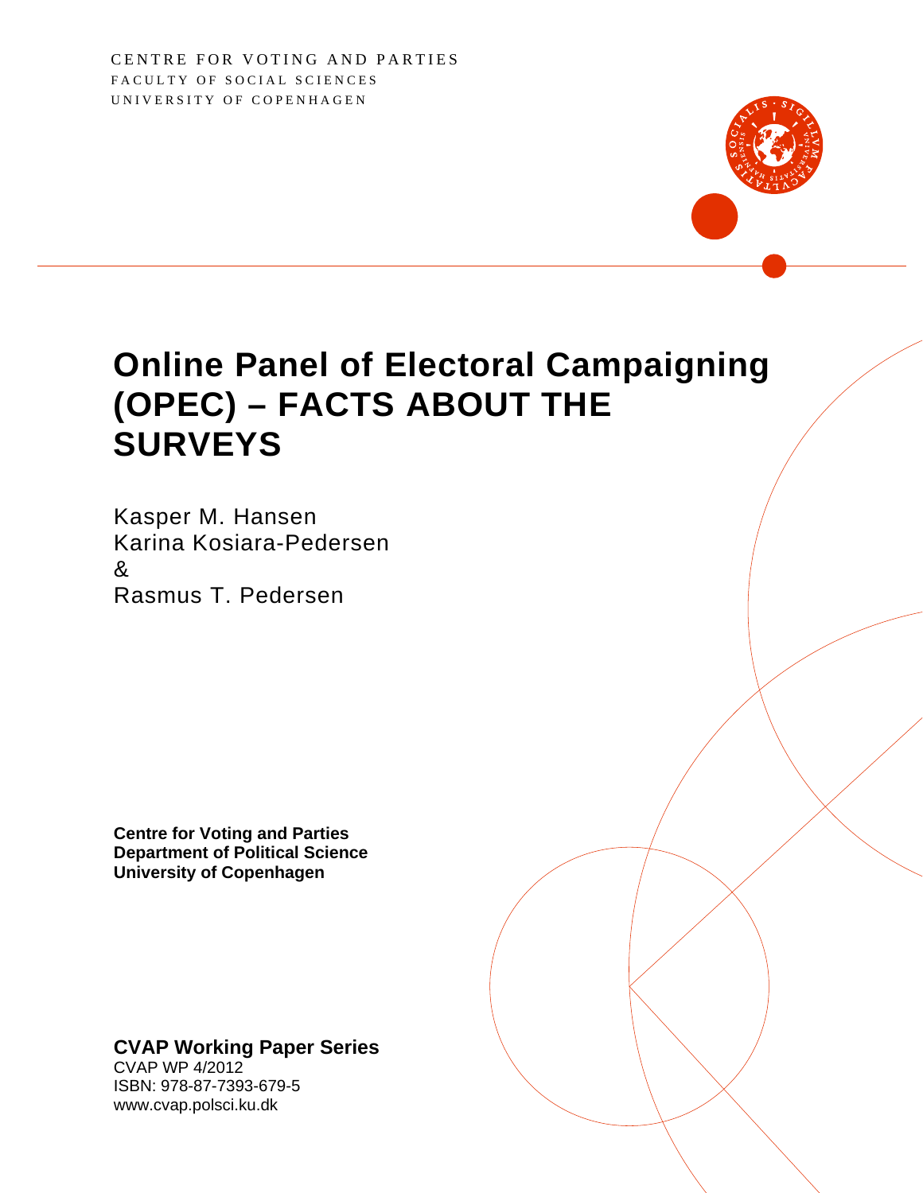CENTRE FOR VOTING AND PARTIES
FACULTY OF SOCIAL SCIENCES
UNIVERSITY OF COPENHAGEN

# Online Panel of Electoral Campaigning (OPEC) – FACTS ABOUT THE SURVEYS

Kasper M. Hansen
Karina Kosiara-Pedersen
&
Rasmus T. Pedersen

**Centre for Voting and Parties**
**Department of Political Science**
**University of Copenhagen**

**CVAP Working Paper Series**
CVAP WP 4/2012
ISBN: 978-87-7393-679-5
www.cvap.polsci.ku.dk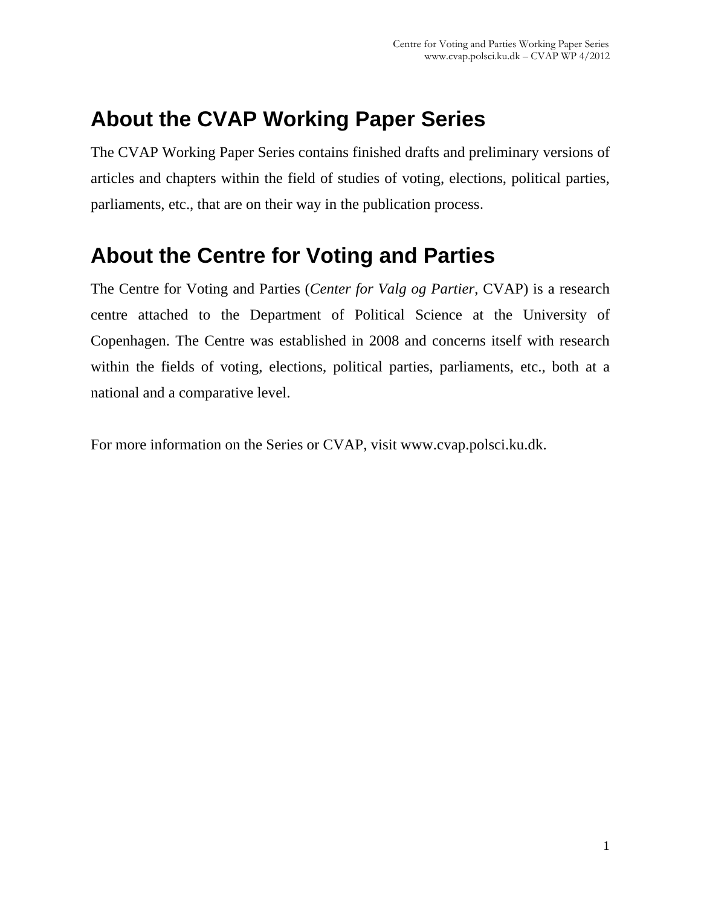# About the CVAP Working Paper Series

The CVAP Working Paper Series contains finished drafts and preliminary versions of articles and chapters within the field of studies of voting, elections, political parties, parliaments, etc., that are on their way in the publication process.

# About the Centre for Voting and Parties

The Centre for Voting and Parties (*Center for Valg og Partier*, CVAP) is a research centre attached to the Department of Political Science at the University of Copenhagen. The Centre was established in 2008 and concerns itself with research within the fields of voting, elections, political parties, parliaments, etc., both at a national and a comparative level.

For more information on the Series or CVAP, visit www.cvap.polsci.ku.dk.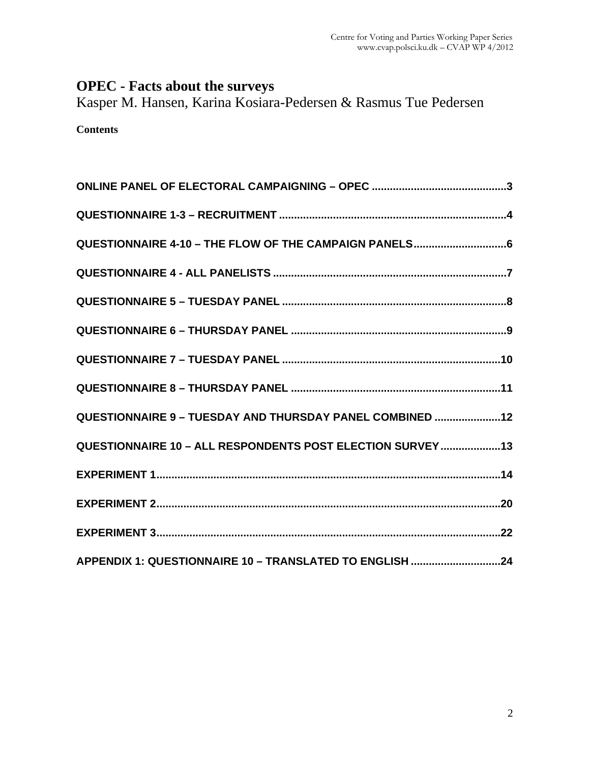# OPEC - Facts about the surveys

Kasper M. Hansen, Karina Kosiara-Pedersen & Rasmus Tue Pedersen

**Contents**

- ONLINE PANEL OF ELECTORAL CAMPAIGNING – OPEC ....3
- QUESTIONNAIRE 1-3 – RECRUITMENT ....4
- QUESTIONNAIRE 4-10 – THE FLOW OF THE CAMPAIGN PANELS ....6
- QUESTIONNAIRE 4 - ALL PANELISTS ....7
- QUESTIONNAIRE 5 – TUESDAY PANEL ....8
- QUESTIONNAIRE 6 – THURSDAY PANEL ....9
- QUESTIONNAIRE 7 – TUESDAY PANEL ....10
- QUESTIONNAIRE 8 – THURSDAY PANEL ....11
- QUESTIONNAIRE 9 – TUESDAY AND THURSDAY PANEL COMBINED ....12
- QUESTIONNAIRE 10 – ALL RESPONDENTS POST ELECTION SURVEY ....13
- EXPERIMENT 1 ....14
- EXPERIMENT 2 ....20
- EXPERIMENT 3 ....22
- APPENDIX 1: QUESTIONNAIRE 10 – TRANSLATED TO ENGLISH ....24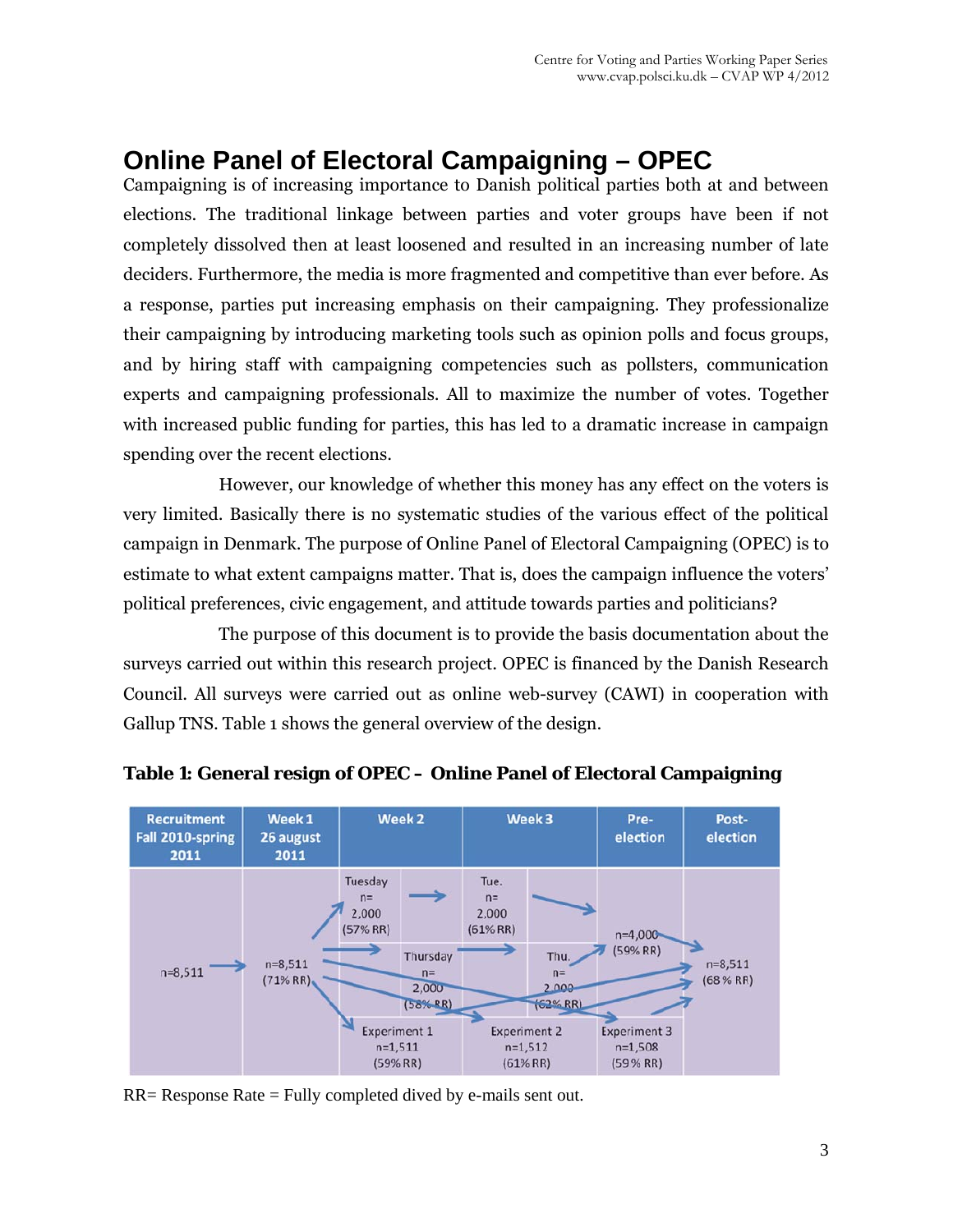# Online Panel of Electoral Campaigning – OPEC

Campaigning is of increasing importance to Danish political parties both at and between elections. The traditional linkage between parties and voter groups have been if not completely dissolved then at least loosened and resulted in an increasing number of late deciders. Furthermore, the media is more fragmented and competitive than ever before. As a response, parties put increasing emphasis on their campaigning. They professionalize their campaigning by introducing marketing tools such as opinion polls and focus groups, and by hiring staff with campaigning competencies such as pollsters, communication experts and campaigning professionals. All to maximize the number of votes. Together with increased public funding for parties, this has led to a dramatic increase in campaign spending over the recent elections.

However, our knowledge of whether this money has any effect on the voters is very limited. Basically there is no systematic studies of the various effect of the political campaign in Denmark. The purpose of Online Panel of Electoral Campaigning (OPEC) is to estimate to what extent campaigns matter. That is, does the campaign influence the voters' political preferences, civic engagement, and attitude towards parties and politicians?

The purpose of this document is to provide the basis documentation about the surveys carried out within this research project. OPEC is financed by the Danish Research Council. All surveys were carried out as online web-survey (CAWI) in cooperation with Gallup TNS. Table 1 shows the general overview of the design.

**Table 1: General resign of OPEC – Online Panel of Electoral Campaigning**

| Recruitment Fall 2010-spring 2011 | Week 1 26 august 2011 | Week 2 | Week 3 | Pre-election | Post-election |
|---|---|---|---|---|---|
| | | Tuesday n= 2,000 (57% RR) | Tue. n= 2,000 (61% RR) | n=4,000 (59% RR) | |
| n=8,511 | n=8,511 (71% RR) | Thursday n= 2,000 (58% RR) | Thu. n= 2,000 (62% RR) | | n=8,511 (68 % RR) |
| | | Experiment 1 n=1,511 (59% RR) | Experiment 2 n=1,512 (61% RR) | Experiment 3 n=1,508 (59% RR) | |

RR= Response Rate = Fully completed dived by e-mails sent out.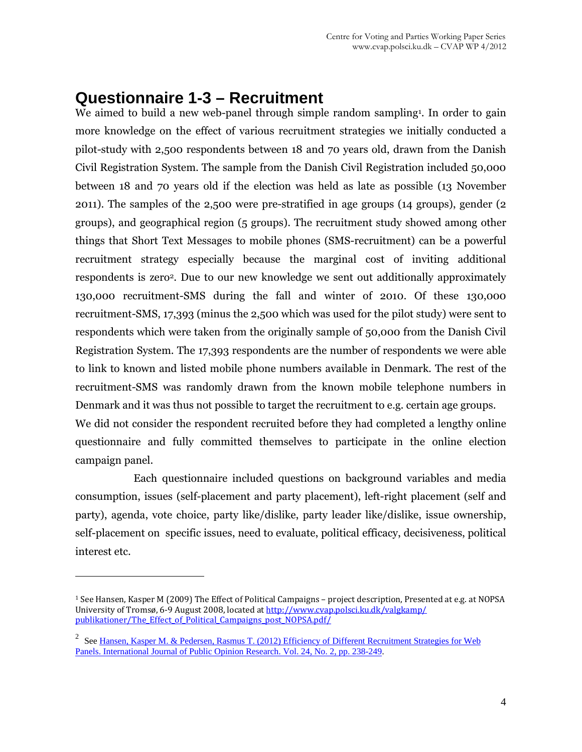# Questionnaire 1-3 – Recruitment

We aimed to build a new web-panel through simple random sampling[1]. In order to gain more knowledge on the effect of various recruitment strategies we initially conducted a pilot-study with 2,500 respondents between 18 and 70 years old, drawn from the Danish Civil Registration System. The sample from the Danish Civil Registration included 50,000 between 18 and 70 years old if the election was held as late as possible (13 November 2011). The samples of the 2,500 were pre-stratified in age groups (14 groups), gender (2 groups), and geographical region (5 groups). The recruitment study showed among other things that Short Text Messages to mobile phones (SMS-recruitment) can be a powerful recruitment strategy especially because the marginal cost of inviting additional respondents is zero[2]. Due to our new knowledge we sent out additionally approximately 130,000 recruitment-SMS during the fall and winter of 2010. Of these 130,000 recruitment-SMS, 17,393 (minus the 2,500 which was used for the pilot study) were sent to respondents which were taken from the originally sample of 50,000 from the Danish Civil Registration System. The 17,393 respondents are the number of respondents we were able to link to known and listed mobile phone numbers available in Denmark. The rest of the recruitment-SMS was randomly drawn from the known mobile telephone numbers in Denmark and it was thus not possible to target the recruitment to e.g. certain age groups.

We did not consider the respondent recruited before they had completed a lengthy online questionnaire and fully committed themselves to participate in the online election campaign panel.

Each questionnaire included questions on background variables and media consumption, issues (self-placement and party placement), left-right placement (self and party), agenda, vote choice, party like/dislike, party leader like/dislike, issue ownership, self-placement on specific issues, need to evaluate, political efficacy, decisiveness, political interest etc.

---

[1] See Hansen, Kasper M (2009) The Effect of Political Campaigns – project description, Presented at e.g. at NOPSA University of Tromsø, 6-9 August 2008, located at http://www.cvap.polsci.ku.dk/valgkamp/publikationer/The_Effect_of_Political_Campaigns_post_NOPSA.pdf/

[2] See Hansen, Kasper M. & Pedersen, Rasmus T. (2012) Efficiency of Different Recruitment Strategies for Web Panels. International Journal of Public Opinion Research. Vol. 24, No. 2, pp. 238-249.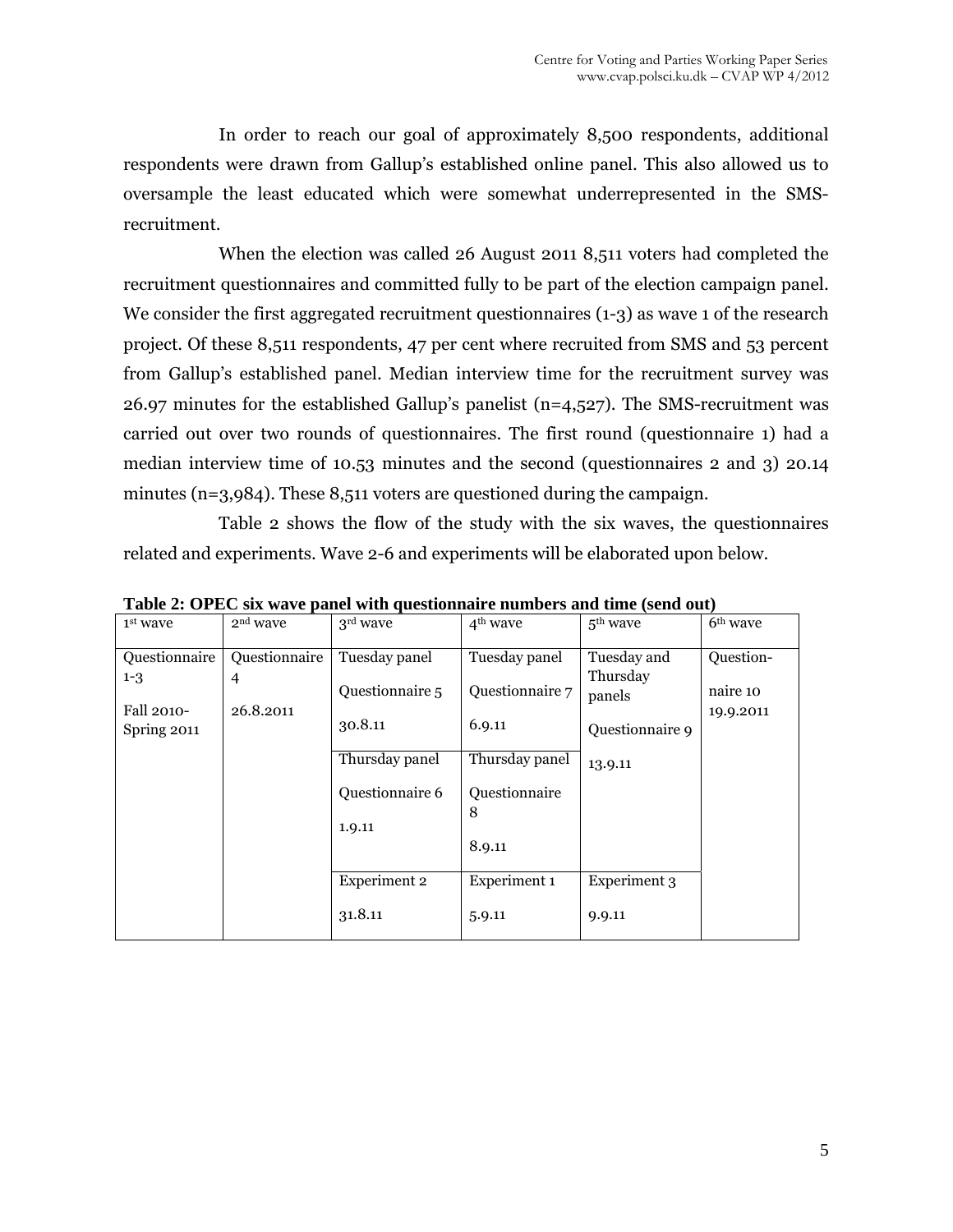In order to reach our goal of approximately 8,500 respondents, additional respondents were drawn from Gallup's established online panel. This also allowed us to oversample the least educated which were somewhat underrepresented in the SMS-recruitment.

When the election was called 26 August 2011 8,511 voters had completed the recruitment questionnaires and committed fully to be part of the election campaign panel. We consider the first aggregated recruitment questionnaires (1-3) as wave 1 of the research project. Of these 8,511 respondents, 47 per cent where recruited from SMS and 53 percent from Gallup's established panel. Median interview time for the recruitment survey was 26.97 minutes for the established Gallup's panelist (n=4,527). The SMS-recruitment was carried out over two rounds of questionnaires. The first round (questionnaire 1) had a median interview time of 10.53 minutes and the second (questionnaires 2 and 3) 20.14 minutes (n=3,984). These 8,511 voters are questioned during the campaign.

Table 2 shows the flow of the study with the six waves, the questionnaires related and experiments. Wave 2-6 and experiments will be elaborated upon below.

**Table 2: OPEC six wave panel with questionnaire numbers and time (send out)**

| 1st wave | 2nd wave | 3rd wave | 4th wave | 5th wave | 6th wave |
|---|---|---|---|---|---|
| Questionnaire 1-3<br>Fall 2010-Spring 2011 | Questionnaire 4<br>26.8.2011 | Tuesday panel<br>Questionnaire 5<br>30.8.11 | Tuesday panel<br>Questionnaire 7<br>6.9.11 | Tuesday and Thursday panels<br>Questionnaire 9<br>13.9.11 | Question-naire 10<br>19.9.2011 |
| | | Thursday panel<br>Questionnaire 6<br>1.9.11 | Thursday panel<br>Questionnaire 8<br>8.9.11 | | |
| | | Experiment 2<br>31.8.11 | Experiment 1<br>5.9.11 | Experiment 3<br>9.9.11 | |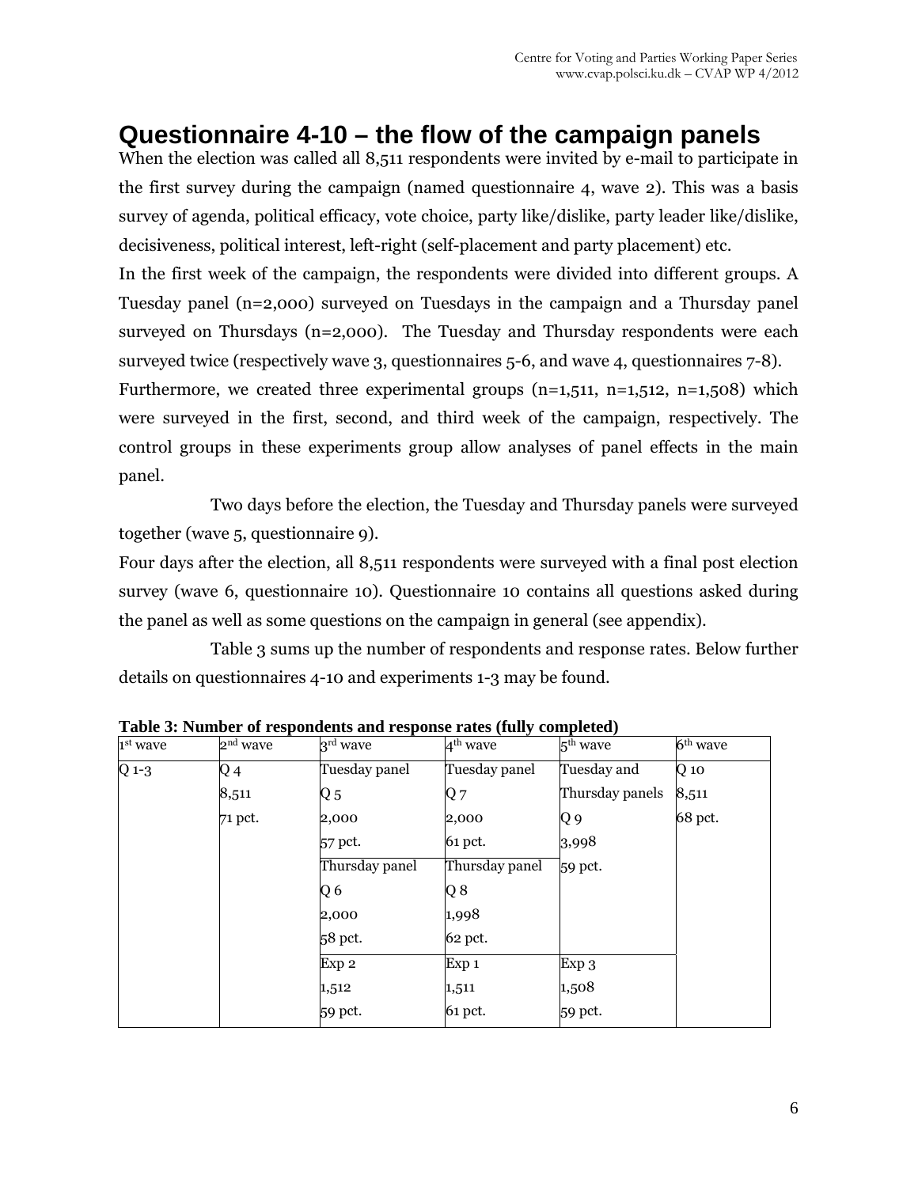# Questionnaire 4-10 – the flow of the campaign panels

When the election was called all 8,511 respondents were invited by e-mail to participate in the first survey during the campaign (named questionnaire 4, wave 2). This was a basis survey of agenda, political efficacy, vote choice, party like/dislike, party leader like/dislike, decisiveness, political interest, left-right (self-placement and party placement) etc.

In the first week of the campaign, the respondents were divided into different groups. A Tuesday panel (n=2,000) surveyed on Tuesdays in the campaign and a Thursday panel surveyed on Thursdays (n=2,000). The Tuesday and Thursday respondents were each surveyed twice (respectively wave 3, questionnaires 5-6, and wave 4, questionnaires 7-8).

Furthermore, we created three experimental groups (n=1,511, n=1,512, n=1,508) which were surveyed in the first, second, and third week of the campaign, respectively. The control groups in these experiments group allow analyses of panel effects in the main panel.

Two days before the election, the Tuesday and Thursday panels were surveyed together (wave 5, questionnaire 9).

Four days after the election, all 8,511 respondents were surveyed with a final post election survey (wave 6, questionnaire 10). Questionnaire 10 contains all questions asked during the panel as well as some questions on the campaign in general (see appendix).

Table 3 sums up the number of respondents and response rates. Below further details on questionnaires 4-10 and experiments 1-3 may be found.

**Table 3: Number of respondents and response rates (fully completed)**

| 1st wave | 2nd wave | 3rd wave | 4th wave | 5th wave | 6th wave |
|---|---|---|---|---|---|
| Q 1-3 | Q 4<br>8,511<br>71 pct. | Tuesday panel<br>Q 5<br>2,000<br>57 pct. | Tuesday panel<br>Q 7<br>2,000<br>61 pct. | Tuesday and Thursday panels<br>Q 9<br>3,998<br>59 pct. | Q 10<br>8,511<br>68 pct. |
| | | Thursday panel<br>Q 6<br>2,000<br>58 pct. | Thursday panel<br>Q 8<br>1,998<br>62 pct. | | |
| | | Exp 2<br>1,512<br>59 pct. | Exp 1<br>1,511<br>61 pct. | Exp 3<br>1,508<br>59 pct. | |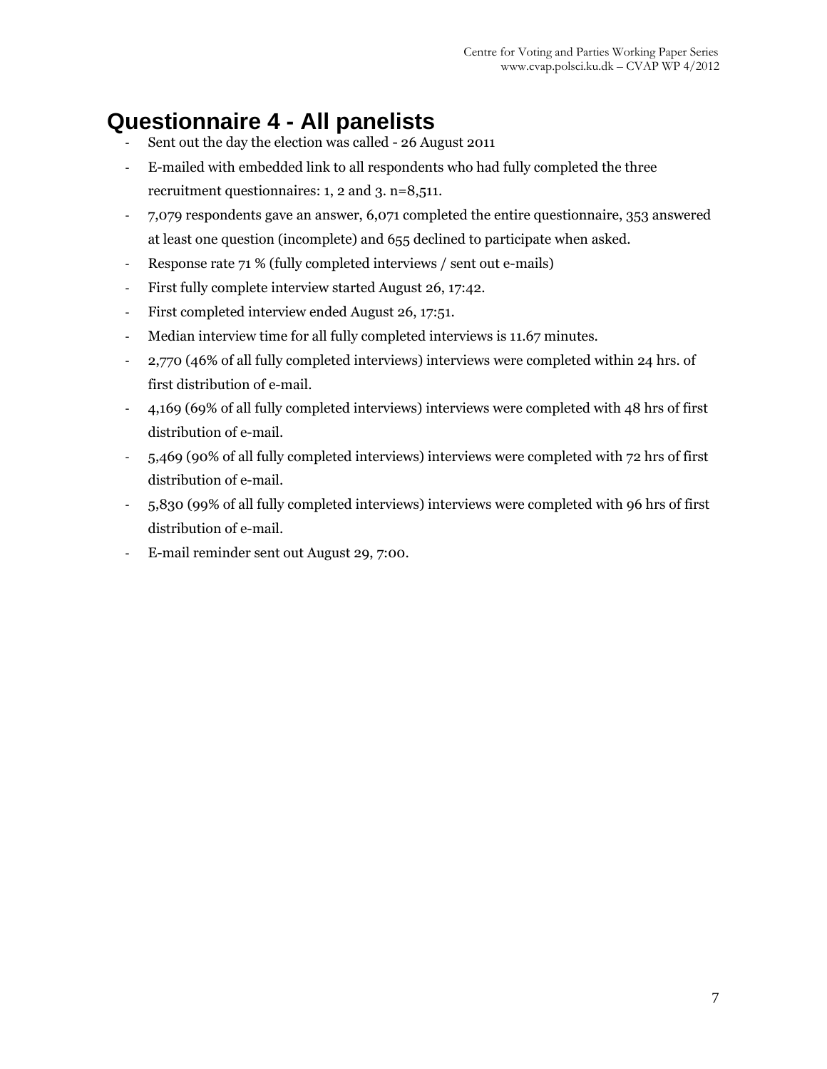## Questionnaire 4 - All panelists

- Sent out the day the election was called - 26 August 2011
- E-mailed with embedded link to all respondents who had fully completed the three recruitment questionnaires: 1, 2 and 3. n=8,511.
- 7,079 respondents gave an answer, 6,071 completed the entire questionnaire, 353 answered at least one question (incomplete) and 655 declined to participate when asked.
- Response rate 71 % (fully completed interviews / sent out e-mails)
- First fully complete interview started August 26, 17:42.
- First completed interview ended August 26, 17:51.
- Median interview time for all fully completed interviews is 11.67 minutes.
- 2,770 (46% of all fully completed interviews) interviews were completed within 24 hrs. of first distribution of e-mail.
- 4,169 (69% of all fully completed interviews) interviews were completed with 48 hrs of first distribution of e-mail.
- 5,469 (90% of all fully completed interviews) interviews were completed with 72 hrs of first distribution of e-mail.
- 5,830 (99% of all fully completed interviews) interviews were completed with 96 hrs of first distribution of e-mail.
- E-mail reminder sent out August 29, 7:00.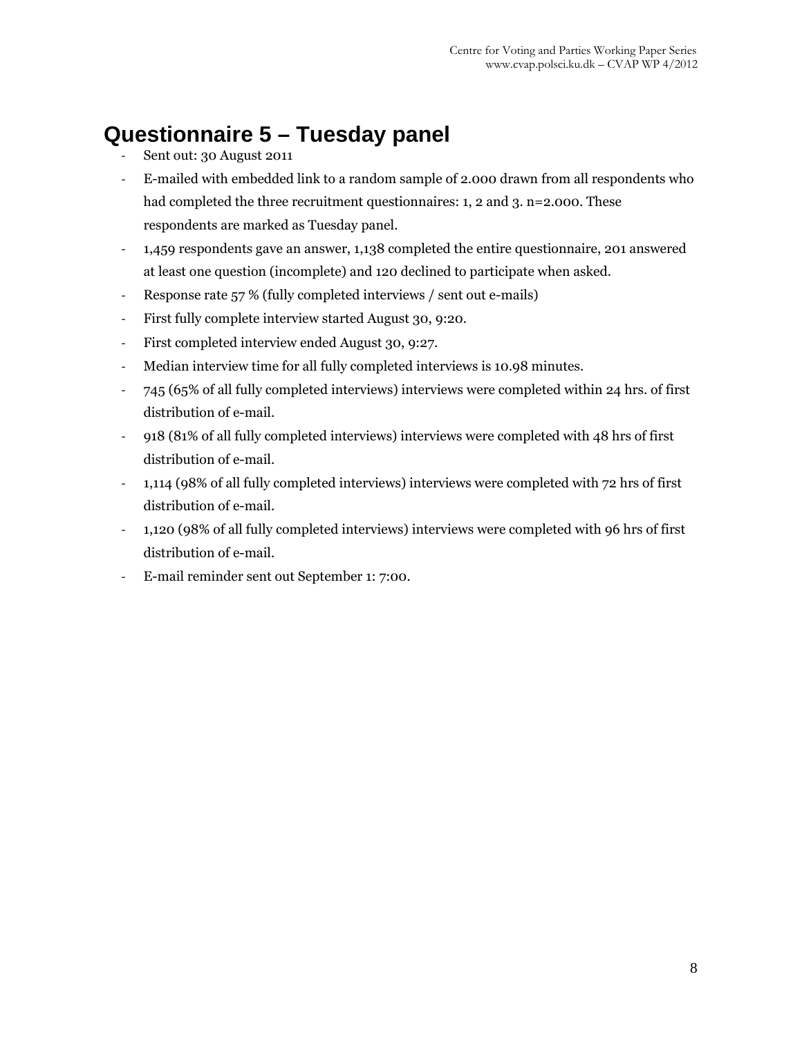# Questionnaire 5 – Tuesday panel

- Sent out: 30 August 2011
- E-mailed with embedded link to a random sample of 2.000 drawn from all respondents who had completed the three recruitment questionnaires: 1, 2 and 3. n=2.000. These respondents are marked as Tuesday panel.
- 1,459 respondents gave an answer, 1,138 completed the entire questionnaire, 201 answered at least one question (incomplete) and 120 declined to participate when asked.
- Response rate 57 % (fully completed interviews / sent out e-mails)
- First fully complete interview started August 30, 9:20.
- First completed interview ended August 30, 9:27.
- Median interview time for all fully completed interviews is 10.98 minutes.
- 745 (65% of all fully completed interviews) interviews were completed within 24 hrs. of first distribution of e-mail.
- 918 (81% of all fully completed interviews) interviews were completed with 48 hrs of first distribution of e-mail.
- 1,114 (98% of all fully completed interviews) interviews were completed with 72 hrs of first distribution of e-mail.
- 1,120 (98% of all fully completed interviews) interviews were completed with 96 hrs of first distribution of e-mail.
- E-mail reminder sent out September 1: 7:00.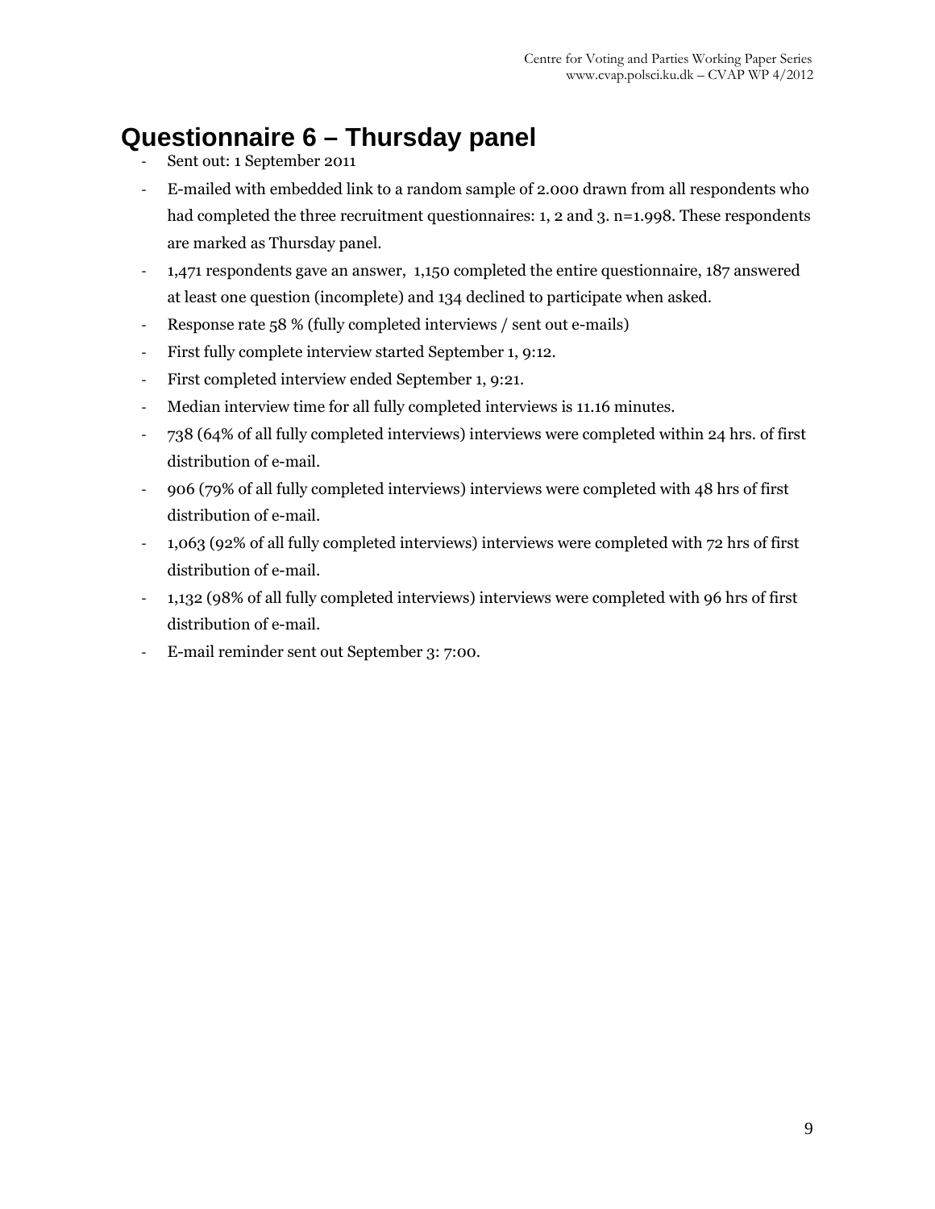# Questionnaire 6 – Thursday panel

- Sent out: 1 September 2011
- E-mailed with embedded link to a random sample of 2.000 drawn from all respondents who had completed the three recruitment questionnaires: 1, 2 and 3. n=1.998. These respondents are marked as Thursday panel.
- 1,471 respondents gave an answer, 1,150 completed the entire questionnaire, 187 answered at least one question (incomplete) and 134 declined to participate when asked.
- Response rate 58 % (fully completed interviews / sent out e-mails)
- First fully complete interview started September 1, 9:12.
- First completed interview ended September 1, 9:21.
- Median interview time for all fully completed interviews is 11.16 minutes.
- 738 (64% of all fully completed interviews) interviews were completed within 24 hrs. of first distribution of e-mail.
- 906 (79% of all fully completed interviews) interviews were completed with 48 hrs of first distribution of e-mail.
- 1,063 (92% of all fully completed interviews) interviews were completed with 72 hrs of first distribution of e-mail.
- 1,132 (98% of all fully completed interviews) interviews were completed with 96 hrs of first distribution of e-mail.
- E-mail reminder sent out September 3: 7:00.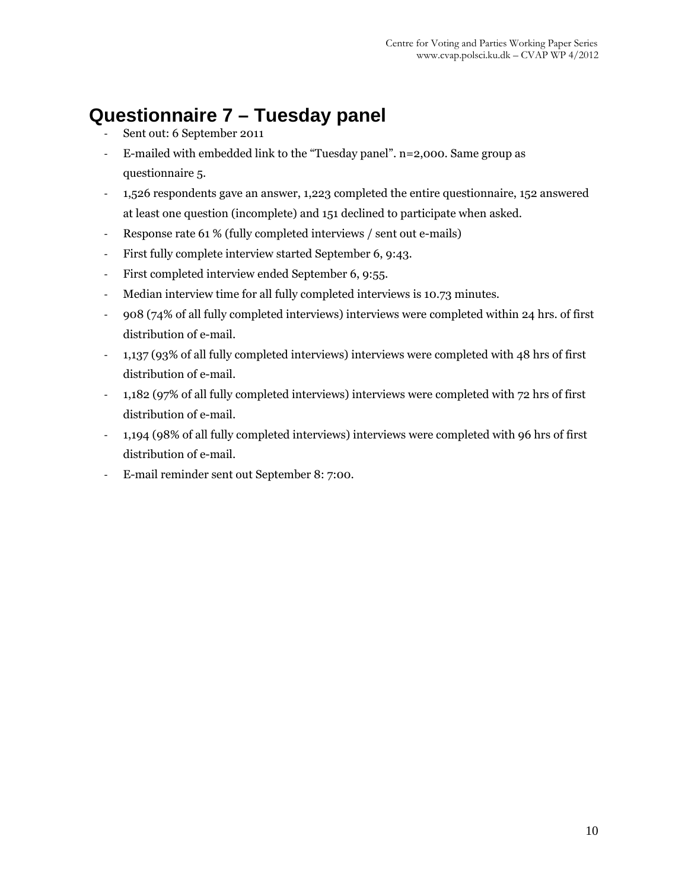# Questionnaire 7 – Tuesday panel

- Sent out: 6 September 2011
- E-mailed with embedded link to the "Tuesday panel". n=2,000. Same group as questionnaire 5.
- 1,526 respondents gave an answer, 1,223 completed the entire questionnaire, 152 answered at least one question (incomplete) and 151 declined to participate when asked.
- Response rate 61 % (fully completed interviews / sent out e-mails)
- First fully complete interview started September 6, 9:43.
- First completed interview ended September 6, 9:55.
- Median interview time for all fully completed interviews is 10.73 minutes.
- 908 (74% of all fully completed interviews) interviews were completed within 24 hrs. of first distribution of e-mail.
- 1,137 (93% of all fully completed interviews) interviews were completed with 48 hrs of first distribution of e-mail.
- 1,182 (97% of all fully completed interviews) interviews were completed with 72 hrs of first distribution of e-mail.
- 1,194 (98% of all fully completed interviews) interviews were completed with 96 hrs of first distribution of e-mail.
- E-mail reminder sent out September 8: 7:00.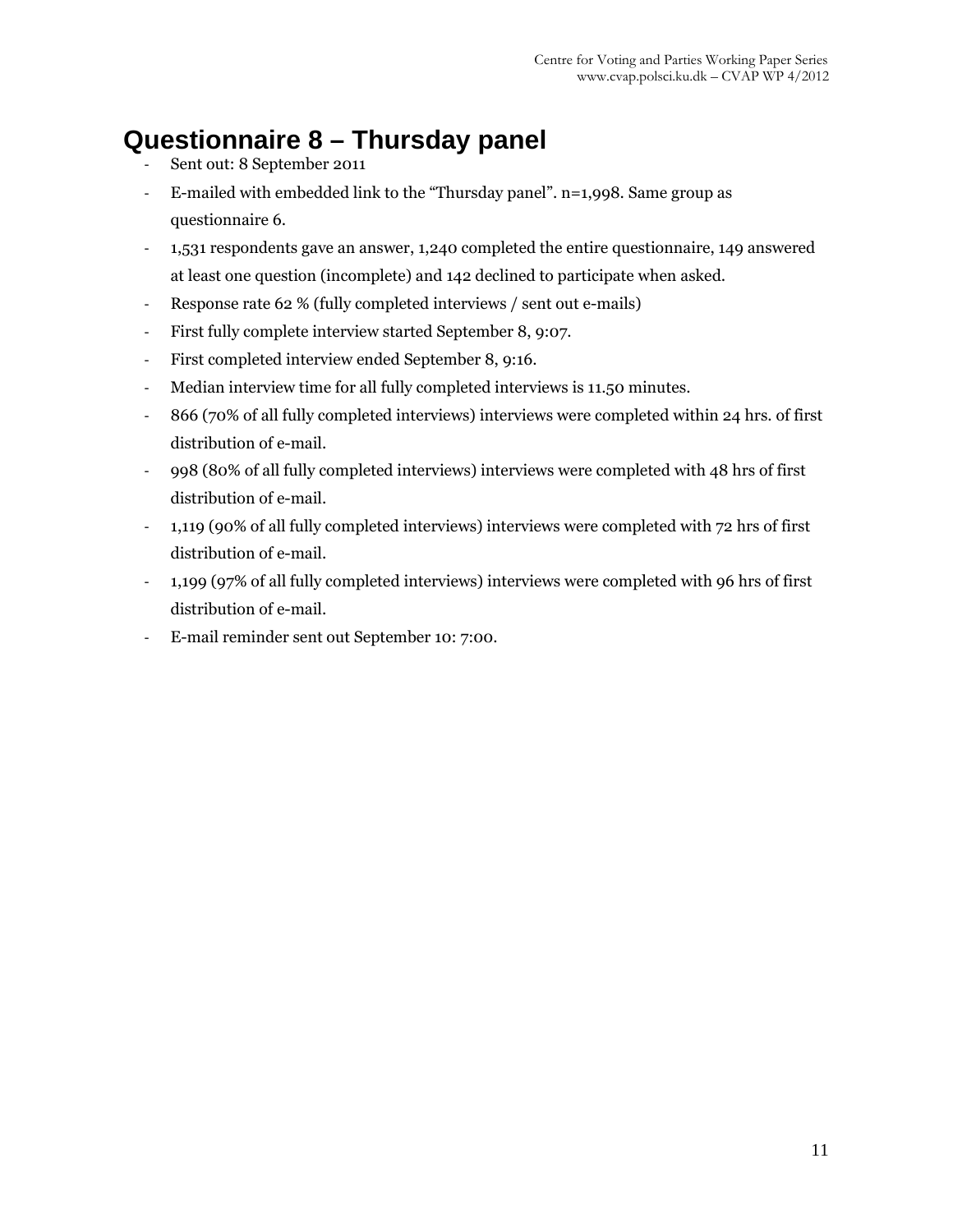# Questionnaire 8 – Thursday panel

- Sent out: 8 September 2011
- E-mailed with embedded link to the "Thursday panel". n=1,998. Same group as questionnaire 6.
- 1,531 respondents gave an answer, 1,240 completed the entire questionnaire, 149 answered at least one question (incomplete) and 142 declined to participate when asked.
- Response rate 62 % (fully completed interviews / sent out e-mails)
- First fully complete interview started September 8, 9:07.
- First completed interview ended September 8, 9:16.
- Median interview time for all fully completed interviews is 11.50 minutes.
- 866 (70% of all fully completed interviews) interviews were completed within 24 hrs. of first distribution of e-mail.
- 998 (80% of all fully completed interviews) interviews were completed with 48 hrs of first distribution of e-mail.
- 1,119 (90% of all fully completed interviews) interviews were completed with 72 hrs of first distribution of e-mail.
- 1,199 (97% of all fully completed interviews) interviews were completed with 96 hrs of first distribution of e-mail.
- E-mail reminder sent out September 10: 7:00.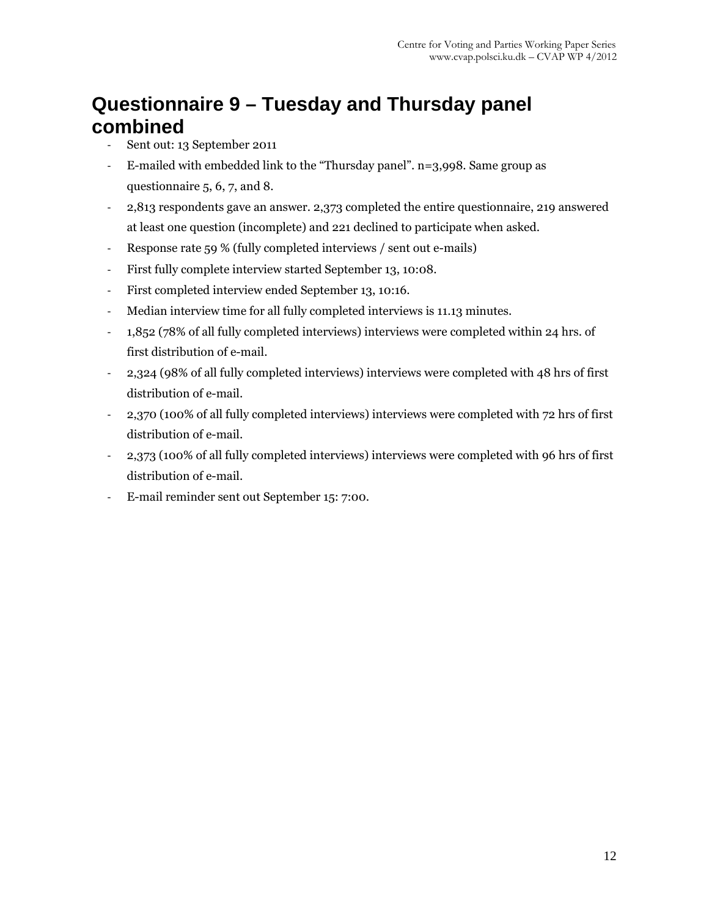# Questionnaire 9 – Tuesday and Thursday panel combined

- Sent out: 13 September 2011
- E-mailed with embedded link to the "Thursday panel". n=3,998. Same group as questionnaire 5, 6, 7, and 8.
- 2,813 respondents gave an answer. 2,373 completed the entire questionnaire, 219 answered at least one question (incomplete) and 221 declined to participate when asked.
- Response rate 59 % (fully completed interviews / sent out e-mails)
- First fully complete interview started September 13, 10:08.
- First completed interview ended September 13, 10:16.
- Median interview time for all fully completed interviews is 11.13 minutes.
- 1,852 (78% of all fully completed interviews) interviews were completed within 24 hrs. of first distribution of e-mail.
- 2,324 (98% of all fully completed interviews) interviews were completed with 48 hrs of first distribution of e-mail.
- 2,370 (100% of all fully completed interviews) interviews were completed with 72 hrs of first distribution of e-mail.
- 2,373 (100% of all fully completed interviews) interviews were completed with 96 hrs of first distribution of e-mail.
- E-mail reminder sent out September 15: 7:00.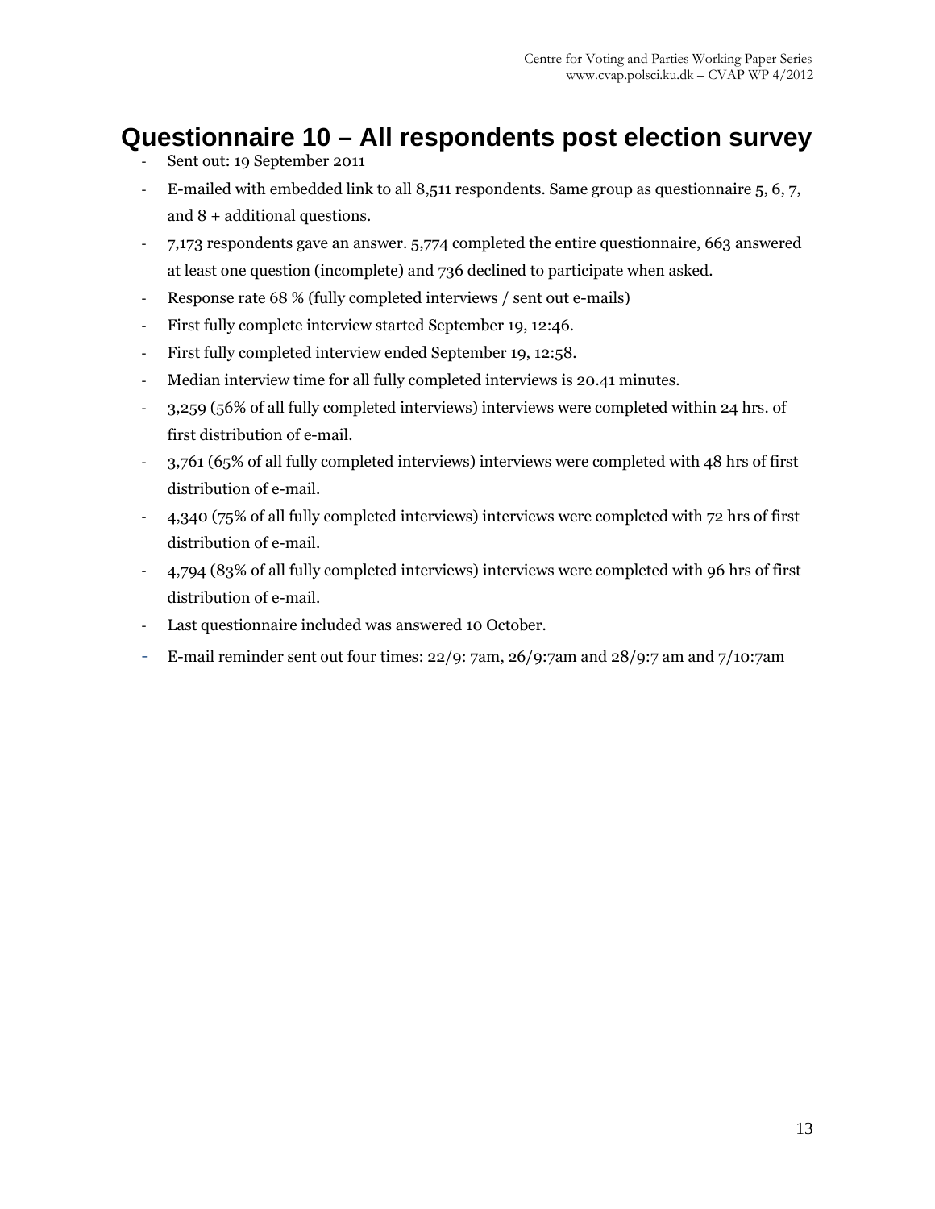# Questionnaire 10 – All respondents post election survey

- Sent out: 19 September 2011
- E-mailed with embedded link to all 8,511 respondents. Same group as questionnaire 5, 6, 7, and 8 + additional questions.
- 7,173 respondents gave an answer. 5,774 completed the entire questionnaire, 663 answered at least one question (incomplete) and 736 declined to participate when asked.
- Response rate 68 % (fully completed interviews / sent out e-mails)
- First fully complete interview started September 19, 12:46.
- First fully completed interview ended September 19, 12:58.
- Median interview time for all fully completed interviews is 20.41 minutes.
- 3,259 (56% of all fully completed interviews) interviews were completed within 24 hrs. of first distribution of e-mail.
- 3,761 (65% of all fully completed interviews) interviews were completed with 48 hrs of first distribution of e-mail.
- 4,340 (75% of all fully completed interviews) interviews were completed with 72 hrs of first distribution of e-mail.
- 4,794 (83% of all fully completed interviews) interviews were completed with 96 hrs of first distribution of e-mail.
- Last questionnaire included was answered 10 October.
- E-mail reminder sent out four times: 22/9: 7am, 26/9:7am and 28/9:7 am and 7/10:7am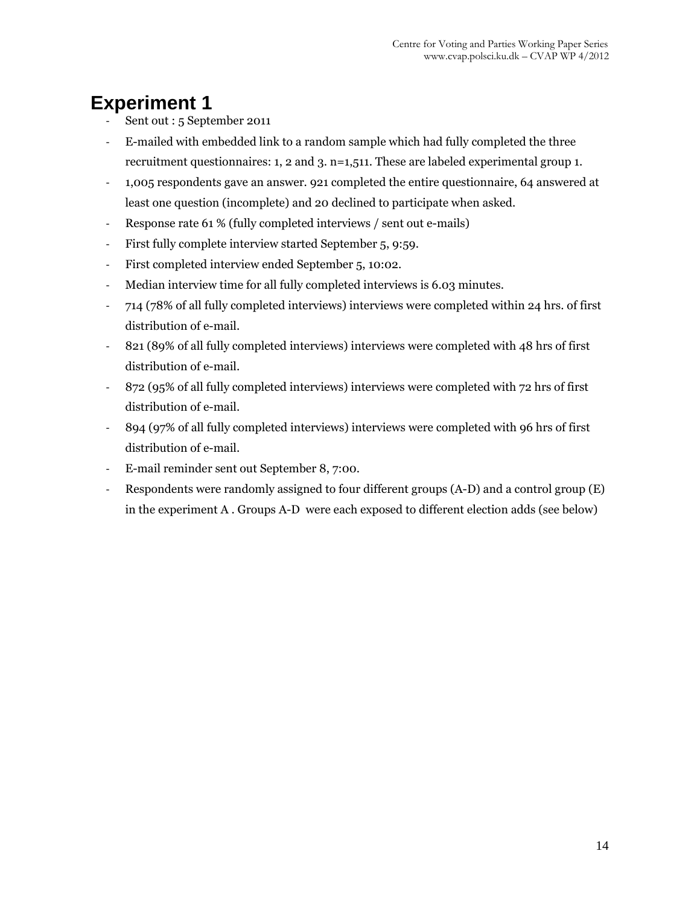# Experiment 1

- Sent out : 5 September 2011
- E-mailed with embedded link to a random sample which had fully completed the three recruitment questionnaires: 1, 2 and 3. n=1,511. These are labeled experimental group 1.
- 1,005 respondents gave an answer. 921 completed the entire questionnaire, 64 answered at least one question (incomplete) and 20 declined to participate when asked.
- Response rate 61 % (fully completed interviews / sent out e-mails)
- First fully complete interview started September 5, 9:59.
- First completed interview ended September 5, 10:02.
- Median interview time for all fully completed interviews is 6.03 minutes.
- 714 (78% of all fully completed interviews) interviews were completed within 24 hrs. of first distribution of e-mail.
- 821 (89% of all fully completed interviews) interviews were completed with 48 hrs of first distribution of e-mail.
- 872 (95% of all fully completed interviews) interviews were completed with 72 hrs of first distribution of e-mail.
- 894 (97% of all fully completed interviews) interviews were completed with 96 hrs of first distribution of e-mail.
- E-mail reminder sent out September 8, 7:00.
- Respondents were randomly assigned to four different groups (A-D) and a control group (E) in the experiment A . Groups A-D were each exposed to different election adds (see below)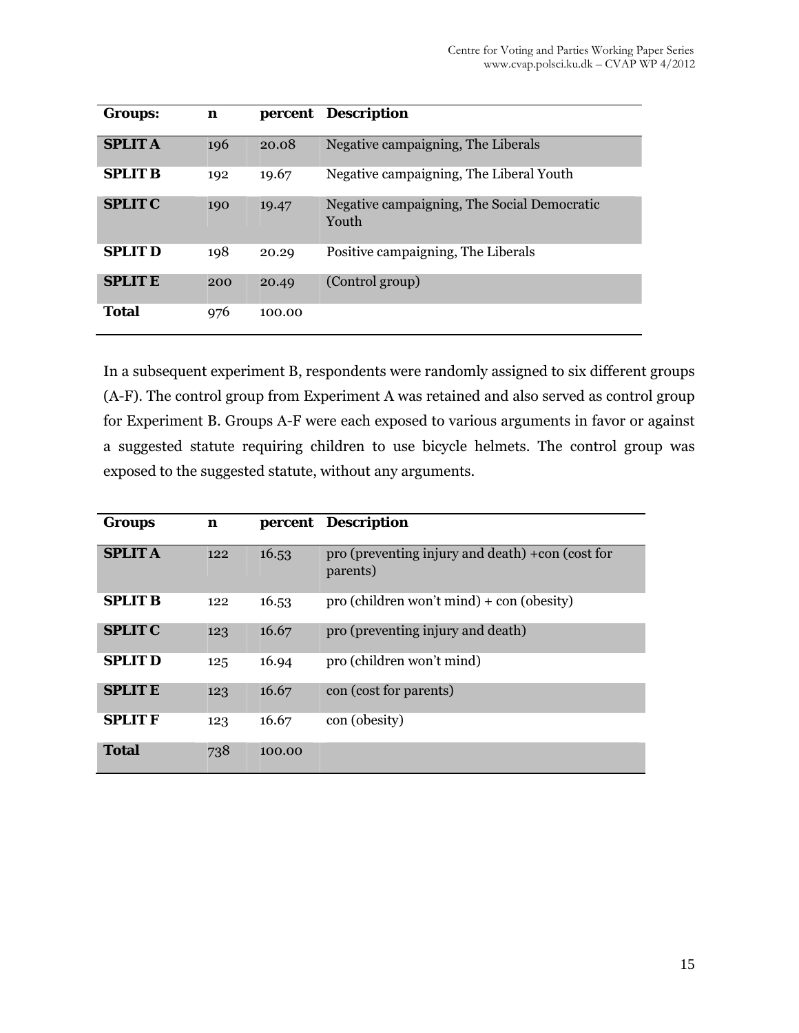| Groups: | n | percent | Description |
| --- | --- | --- | --- |
| **SPLIT A** | 196 | 20.08 | Negative campaigning, The Liberals |
| **SPLIT B** | 192 | 19.67 | Negative campaigning, The Liberal Youth |
| **SPLIT C** | 190 | 19.47 | Negative campaigning, The Social Democratic Youth |
| **SPLIT D** | 198 | 20.29 | Positive campaigning, The Liberals |
| **SPLIT E** | 200 | 20.49 | (Control group) |
| **Total** | 976 | 100.00 | |

In a subsequent experiment B, respondents were randomly assigned to six different groups (A-F). The control group from Experiment A was retained and also served as control group for Experiment B. Groups A-F were each exposed to various arguments in favor or against a suggested statute requiring children to use bicycle helmets. The control group was exposed to the suggested statute, without any arguments.

| Groups | n | percent | Description |
| --- | --- | --- | --- |
| **SPLIT A** | 122 | 16.53 | pro (preventing injury and death) +con (cost for parents) |
| **SPLIT B** | 122 | 16.53 | pro (children won't mind) + con (obesity) |
| **SPLIT C** | 123 | 16.67 | pro (preventing injury and death) |
| **SPLIT D** | 125 | 16.94 | pro (children won't mind) |
| **SPLIT E** | 123 | 16.67 | con (cost for parents) |
| **SPLIT F** | 123 | 16.67 | con (obesity) |
| **Total** | 738 | 100.00 | |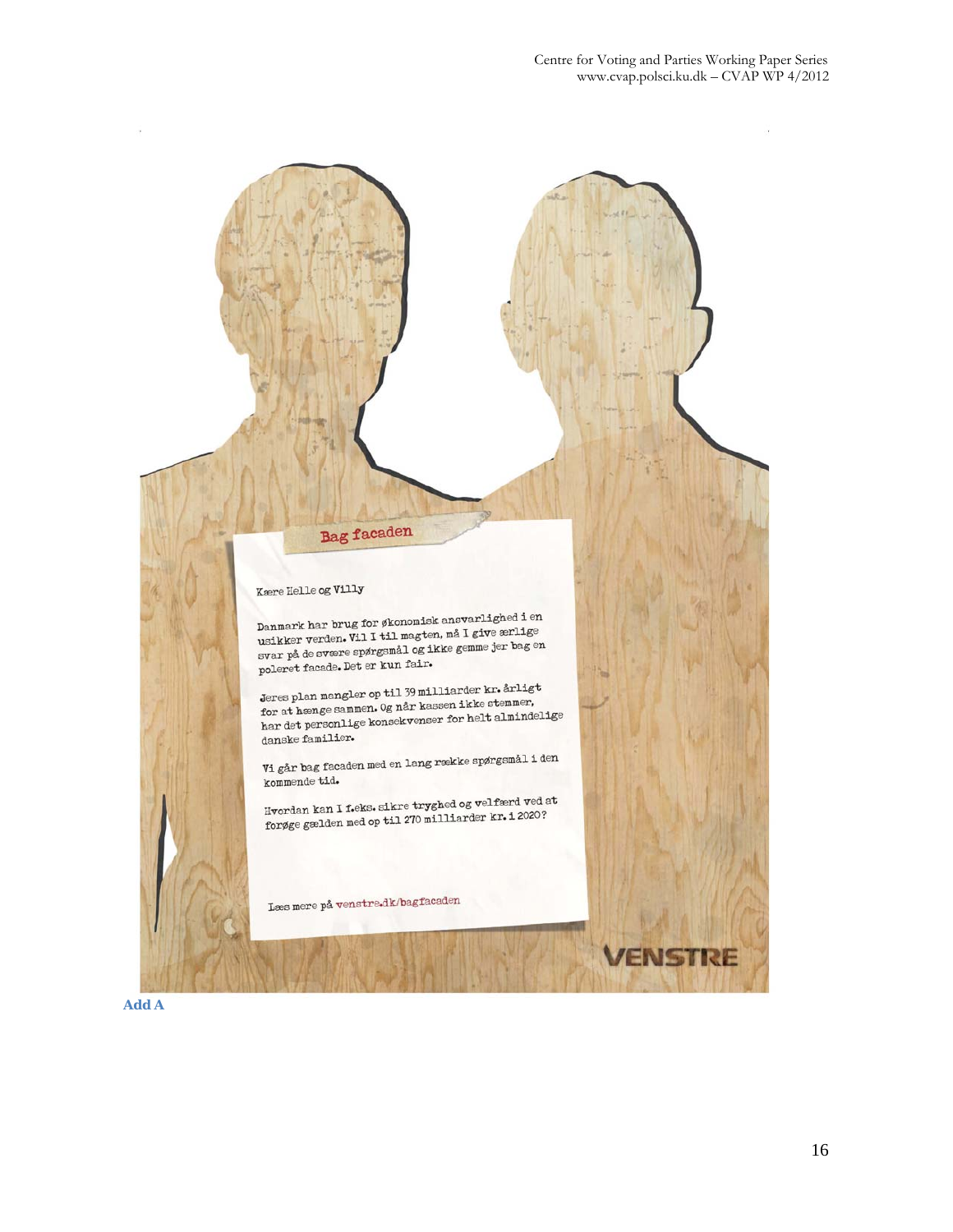Bag facaden

Kære Helle og Villy

Danmark har brug for økonomisk ansvarlighed i en usikker verden. Vil I til magten, må I give ærlige svar på de svære spørgsmål og ikke gemme jer bag en poleret facade. Det er kun fair.

Jeres plan mangler op til 39 milliarder kr. årligt for at hænge sammen. Og når kassen ikke stemmer, har det personlige konsekvenser for helt almindelige danske familier.

Vi går bag facaden med en lang række spørgsmål i den kommende tid.

Hvordan kan I f.eks. sikre tryghed og velfærd ved at forøge gælden med op til 270 milliarder kr. i 2020?

Læs mere på venstre.dk/bagfacaden

VENSTRE

**Add A**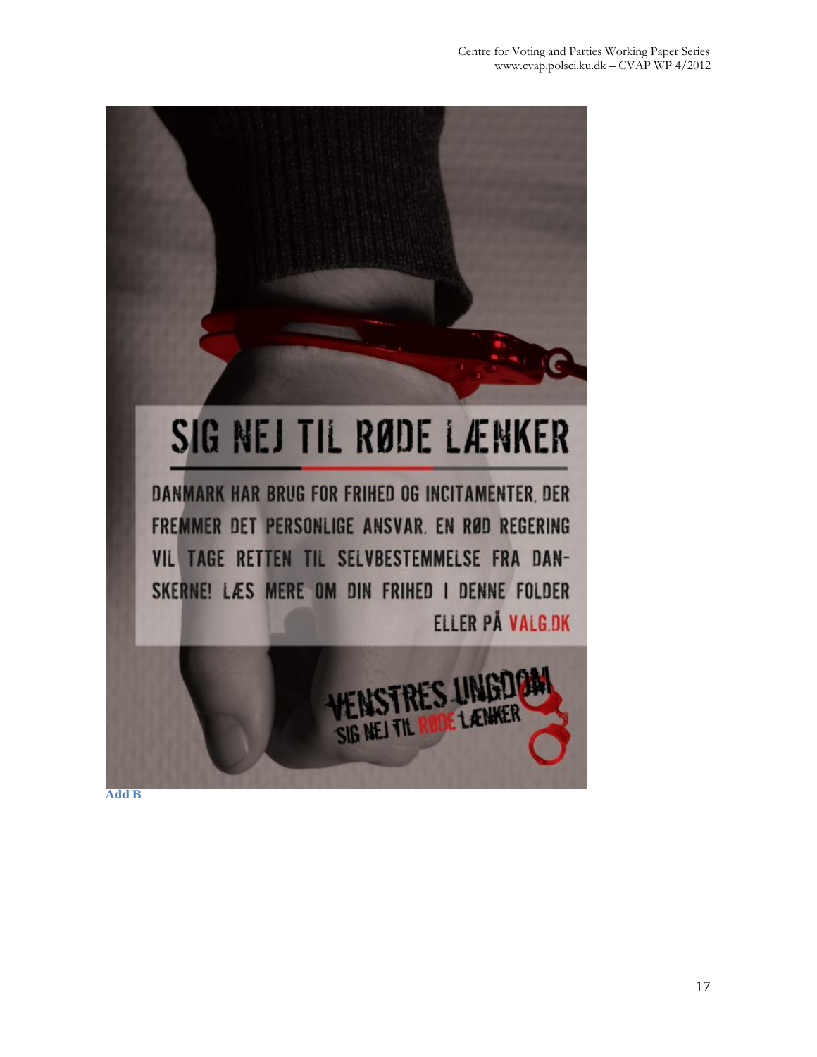SIG NEJ TIL RØDE LÆNKER

DANMARK HAR BRUG FOR FRIHED OG INCITAMENTER, DER FREMMER DET PERSONLIGE ANSVAR. EN RØD REGERING VIL TAGE RETTEN TIL SELVBESTEMMELSE FRA DANSKERNE! LÆS MERE OM DIN FRIHED I DENNE FOLDER ELLER PÅ VALG.DK

VENSTRES UNGDOM
SIG NEJ TIL RØDE LÆNKER

**Add B**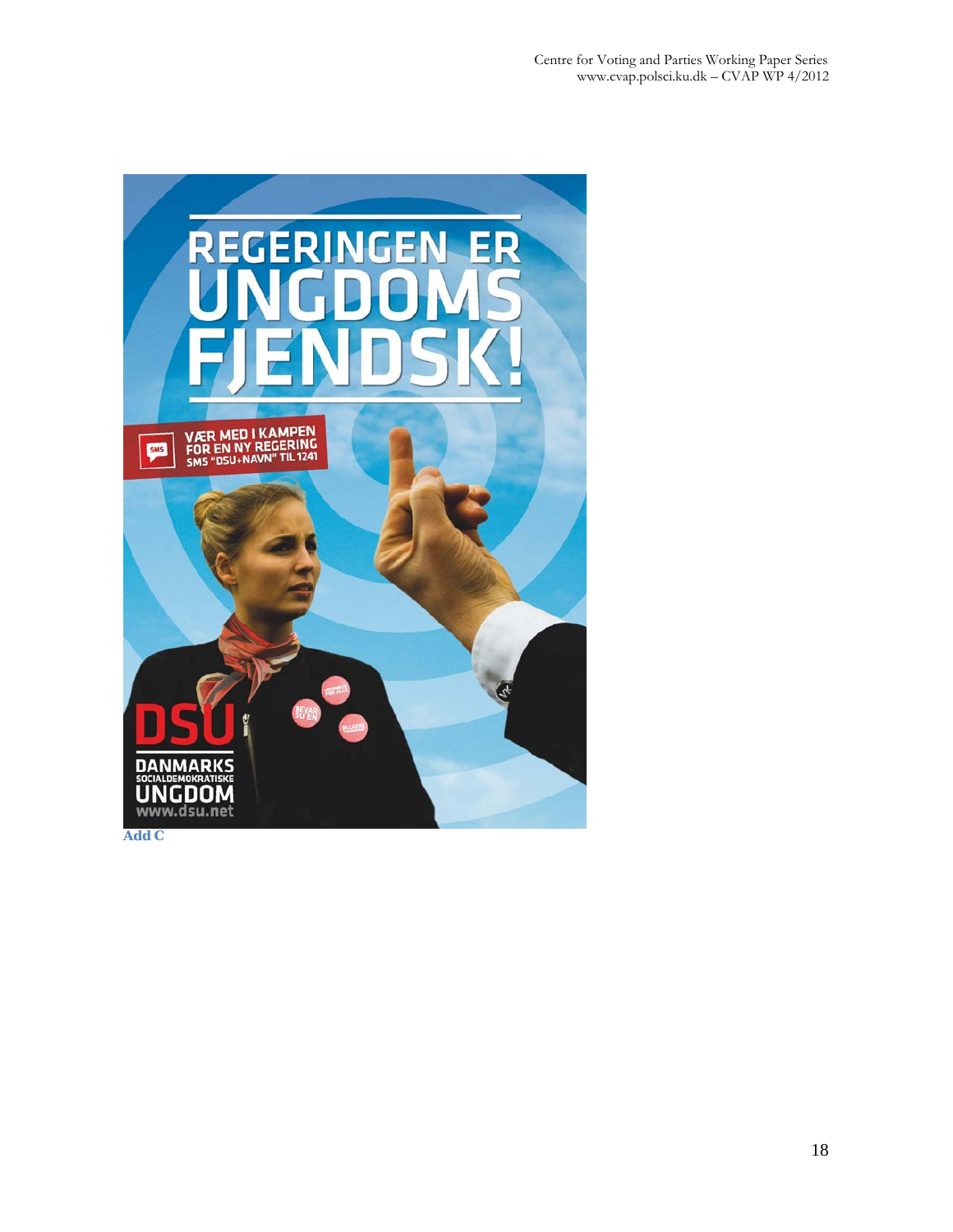Add C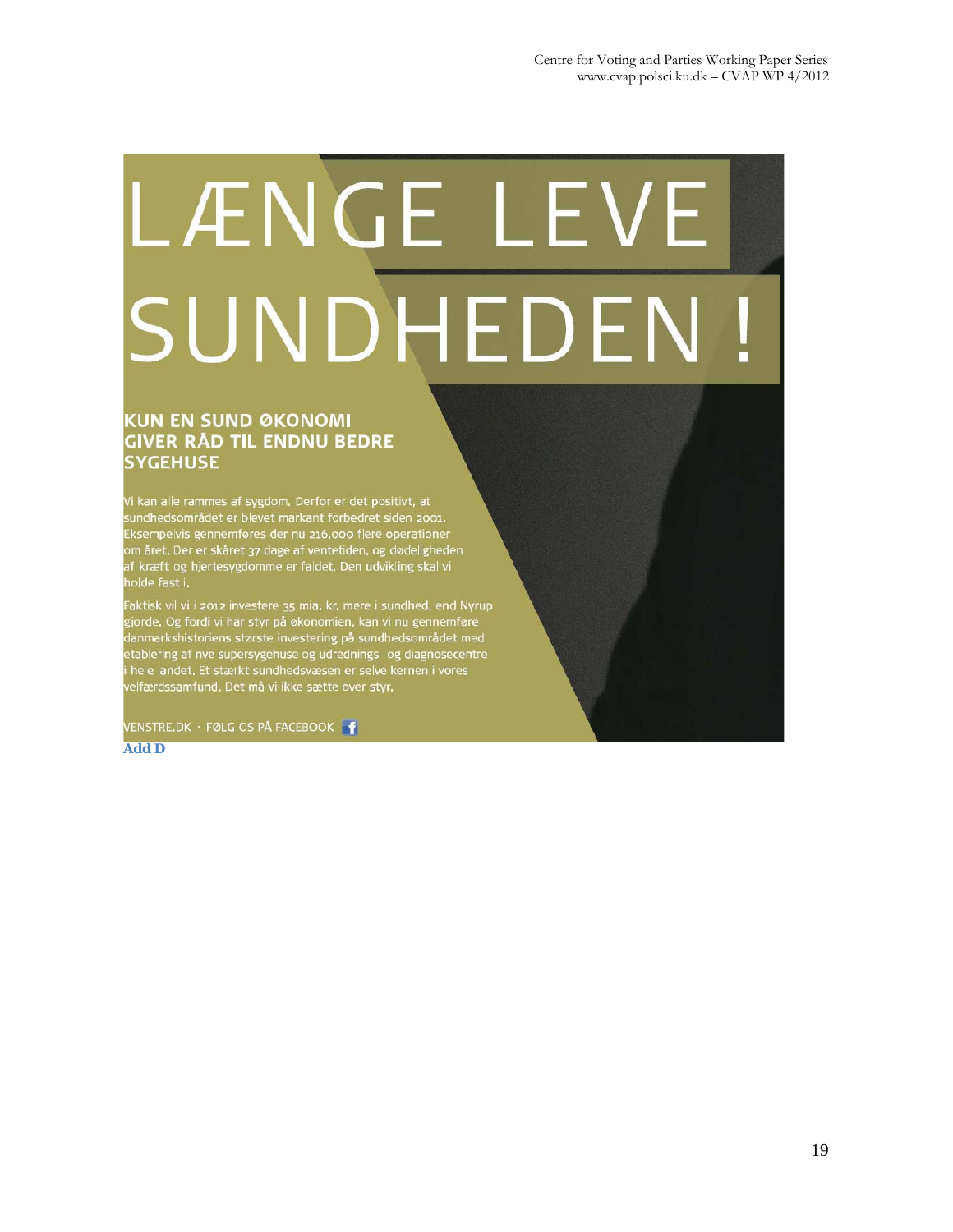# LÆNGE LEVE SUNDHEDEN !

## KUN EN SUND ØKONOMI GIVER RÅD TIL ENDNU BEDRE SYGEHUSE

Vi kan alle rammes af sygdom. Derfor er det positivt, at sundhedsområdet er blevet markant forbedret siden 2001. Eksempelvis gennemføres der nu 216.000 flere operationer om året. Der er skåret 37 dage af ventetiden, og dødeligheden af kræft og hjertesygdomme er faldet. Den udvikling skal vi holde fast i.

Faktisk vil vi i 2012 investere 35 mia. kr. mere i sundhed, end Nyrup gjorde. Og fordi vi har styr på økonomien, kan vi nu gennemføre danmarkshistoriens største investering på sundhedsområdet med etablering af nye supersygehuse og udrednings- og diagnosecentre i hele landet. Et stærkt sundhedsvæsen er selve kernen i vores velfærdssamfund. Det må vi ikke sætte over styr.

VENSTRE.DK · FØLG OS PÅ FACEBOOK

**Add D**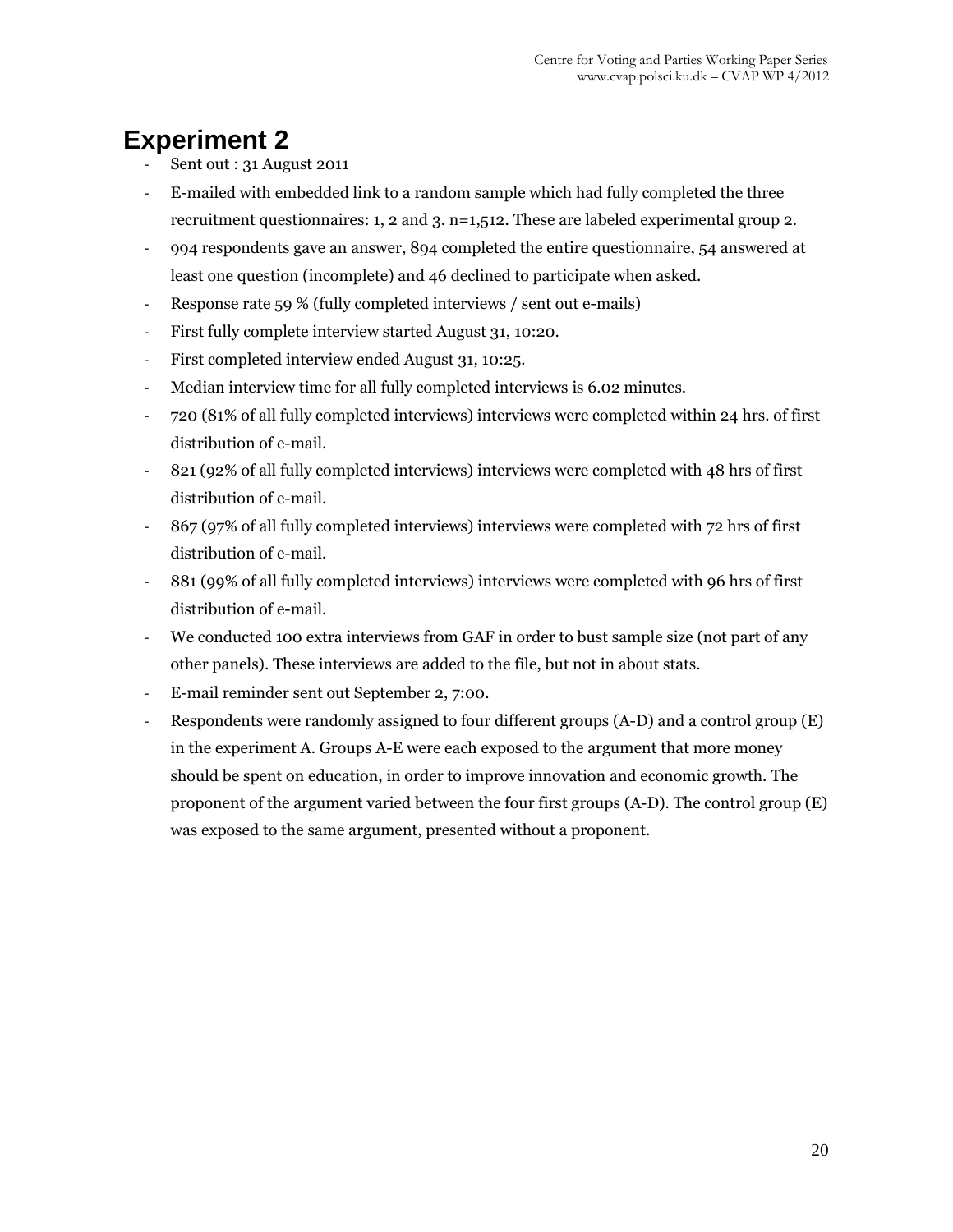# Experiment 2

- Sent out : 31 August 2011
- E-mailed with embedded link to a random sample which had fully completed the three recruitment questionnaires: 1, 2 and 3. n=1,512. These are labeled experimental group 2.
- 994 respondents gave an answer, 894 completed the entire questionnaire, 54 answered at least one question (incomplete) and 46 declined to participate when asked.
- Response rate 59 % (fully completed interviews / sent out e-mails)
- First fully complete interview started August 31, 10:20.
- First completed interview ended August 31, 10:25.
- Median interview time for all fully completed interviews is 6.02 minutes.
- 720 (81% of all fully completed interviews) interviews were completed within 24 hrs. of first distribution of e-mail.
- 821 (92% of all fully completed interviews) interviews were completed with 48 hrs of first distribution of e-mail.
- 867 (97% of all fully completed interviews) interviews were completed with 72 hrs of first distribution of e-mail.
- 881 (99% of all fully completed interviews) interviews were completed with 96 hrs of first distribution of e-mail.
- We conducted 100 extra interviews from GAF in order to bust sample size (not part of any other panels). These interviews are added to the file, but not in about stats.
- E-mail reminder sent out September 2, 7:00.
- Respondents were randomly assigned to four different groups (A-D) and a control group (E) in the experiment A. Groups A-E were each exposed to the argument that more money should be spent on education, in order to improve innovation and economic growth. The proponent of the argument varied between the four first groups (A-D). The control group (E) was exposed to the same argument, presented without a proponent.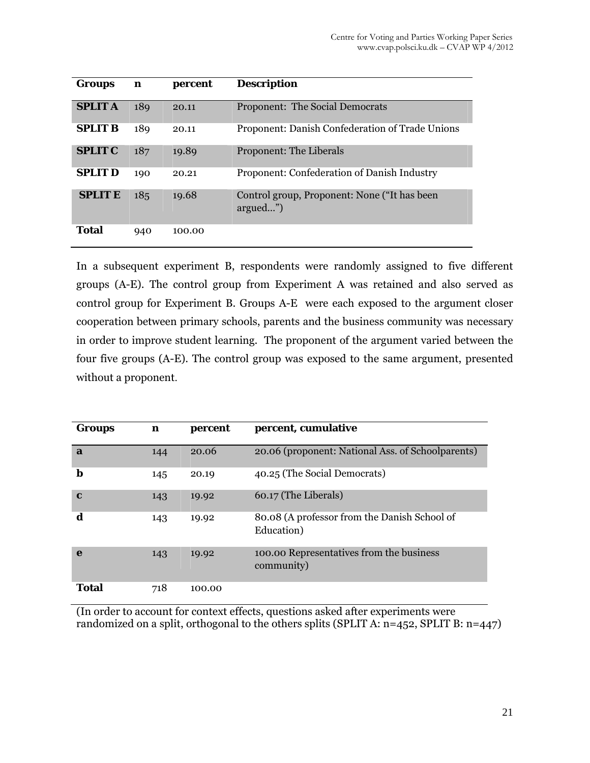| Groups | n | percent | Description |
|---|---|---|---|
| **SPLIT A** | 189 | 20.11 | Proponent: The Social Democrats |
| **SPLIT B** | 189 | 20.11 | Proponent: Danish Confederation of Trade Unions |
| **SPLIT C** | 187 | 19.89 | Proponent: The Liberals |
| **SPLIT D** | 190 | 20.21 | Proponent: Confederation of Danish Industry |
| **SPLIT E** | 185 | 19.68 | Control group, Proponent: None ("It has been argued…") |
| **Total** | 940 | 100.00 | |

In a subsequent experiment B, respondents were randomly assigned to five different groups (A-E). The control group from Experiment A was retained and also served as control group for Experiment B. Groups A-E were each exposed to the argument closer cooperation between primary schools, parents and the business community was necessary in order to improve student learning. The proponent of the argument varied between the four five groups (A-E). The control group was exposed to the same argument, presented without a proponent.

| Groups | n | percent | percent, cumulative |
|---|---|---|---|
| **a** | 144 | 20.06 | 20.06 (proponent: National Ass. of Schoolparents) |
| **b** | 145 | 20.19 | 40.25 (The Social Democrats) |
| **c** | 143 | 19.92 | 60.17 (The Liberals) |
| **d** | 143 | 19.92 | 80.08 (A professor from the Danish School of Education) |
| **e** | 143 | 19.92 | 100.00 Representatives from the business community) |
| **Total** | 718 | 100.00 | |

(In order to account for context effects, questions asked after experiments were randomized on a split, orthogonal to the others splits (SPLIT A: n=452, SPLIT B: n=447)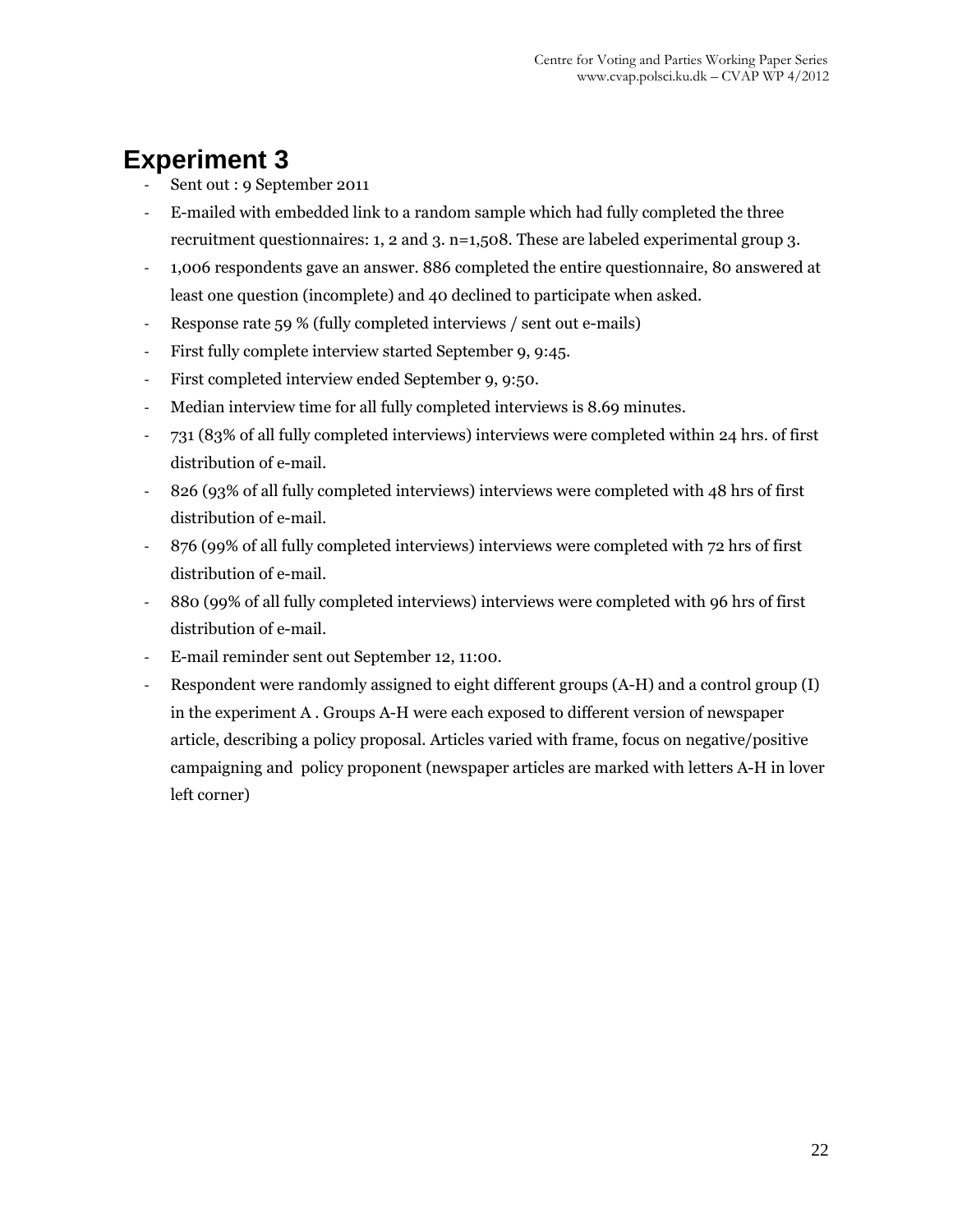# Experiment 3

- Sent out : 9 September 2011
- E-mailed with embedded link to a random sample which had fully completed the three recruitment questionnaires: 1, 2 and 3. n=1,508. These are labeled experimental group 3.
- 1,006 respondents gave an answer. 886 completed the entire questionnaire, 80 answered at least one question (incomplete) and 40 declined to participate when asked.
- Response rate 59 % (fully completed interviews / sent out e-mails)
- First fully complete interview started September 9, 9:45.
- First completed interview ended September 9, 9:50.
- Median interview time for all fully completed interviews is 8.69 minutes.
- 731 (83% of all fully completed interviews) interviews were completed within 24 hrs. of first distribution of e-mail.
- 826 (93% of all fully completed interviews) interviews were completed with 48 hrs of first distribution of e-mail.
- 876 (99% of all fully completed interviews) interviews were completed with 72 hrs of first distribution of e-mail.
- 880 (99% of all fully completed interviews) interviews were completed with 96 hrs of first distribution of e-mail.
- E-mail reminder sent out September 12, 11:00.
- Respondent were randomly assigned to eight different groups (A-H) and a control group (I) in the experiment A . Groups A-H were each exposed to different version of newspaper article, describing a policy proposal. Articles varied with frame, focus on negative/positive campaigning and policy proponent (newspaper articles are marked with letters A-H in lover left corner)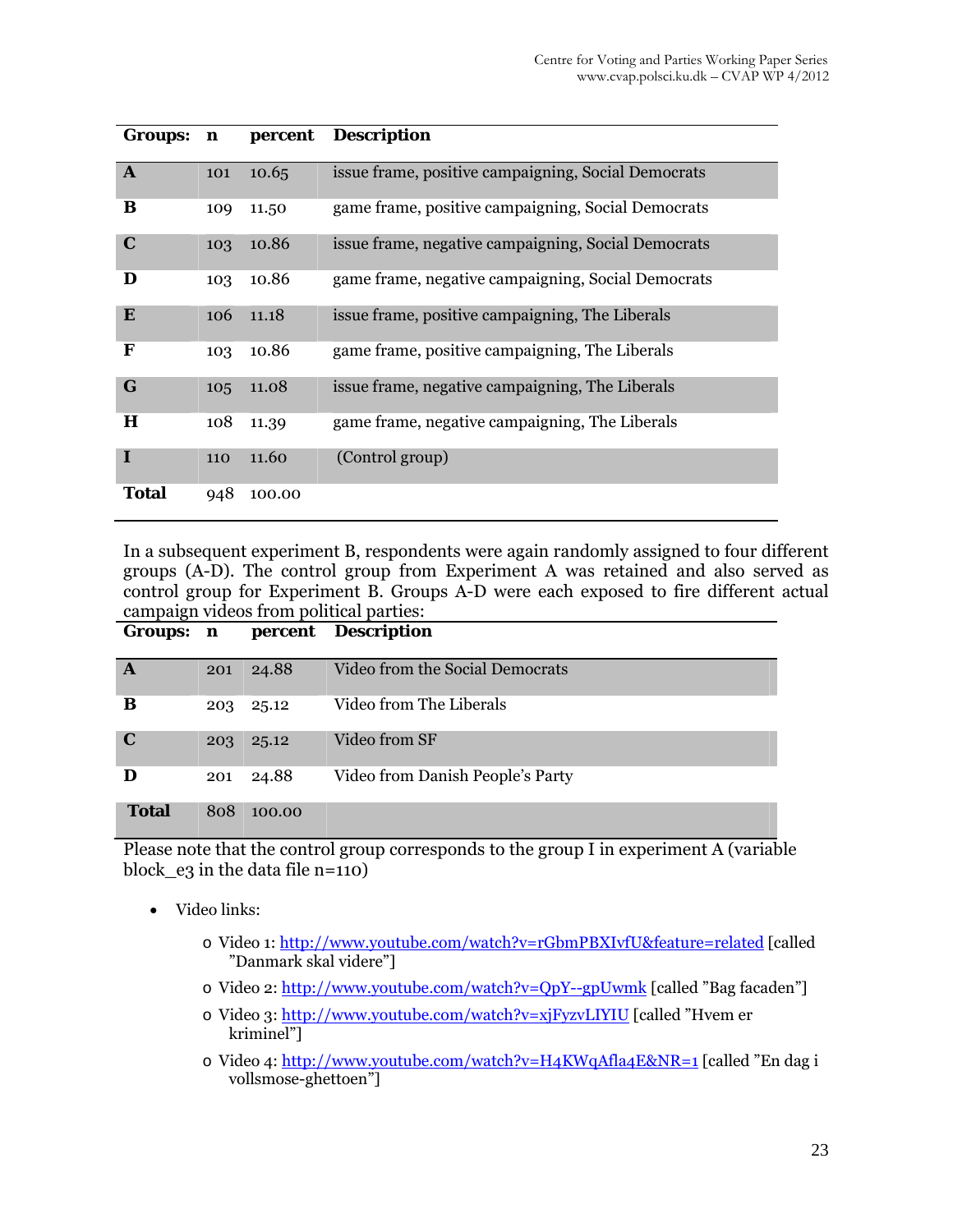| Groups: | n | percent | Description |
|---|---|---|---|
| **A** | 101 | 10.65 | issue frame, positive campaigning, Social Democrats |
| **B** | 109 | 11.50 | game frame, positive campaigning, Social Democrats |
| **C** | 103 | 10.86 | issue frame, negative campaigning, Social Democrats |
| **D** | 103 | 10.86 | game frame, negative campaigning, Social Democrats |
| **E** | 106 | 11.18 | issue frame, positive campaigning, The Liberals |
| **F** | 103 | 10.86 | game frame, positive campaigning, The Liberals |
| **G** | 105 | 11.08 | issue frame, negative campaigning, The Liberals |
| **H** | 108 | 11.39 | game frame, negative campaigning, The Liberals |
| **I** | 110 | 11.60 | (Control group) |
| **Total** | 948 | 100.00 | |

In a subsequent experiment B, respondents were again randomly assigned to four different groups (A-D). The control group from Experiment A was retained and also served as control group for Experiment B. Groups A-D were each exposed to fire different actual campaign videos from political parties:

| Groups: | n | percent | Description |
|---|---|---|---|
| **A** | 201 | 24.88 | Video from the Social Democrats |
| **B** | 203 | 25.12 | Video from The Liberals |
| **C** | 203 | 25.12 | Video from SF |
| **D** | 201 | 24.88 | Video from Danish People's Party |
| **Total** | 808 | 100.00 | |

Please note that the control group corresponds to the group I in experiment A (variable block_e3 in the data file n=110)

- Video links:
  - Video 1: http://www.youtube.com/watch?v=rGbmPBXIvfU&feature=related [called "Danmark skal videre"]
  - Video 2: http://www.youtube.com/watch?v=QpY--gpUwmk [called "Bag facaden"]
  - Video 3: http://www.youtube.com/watch?v=xjFyzvLIYIU [called "Hvem er kriminel"]
  - Video 4: http://www.youtube.com/watch?v=H4KWqAfla4E&NR=1 [called "En dag i vollsmose-ghettoen"]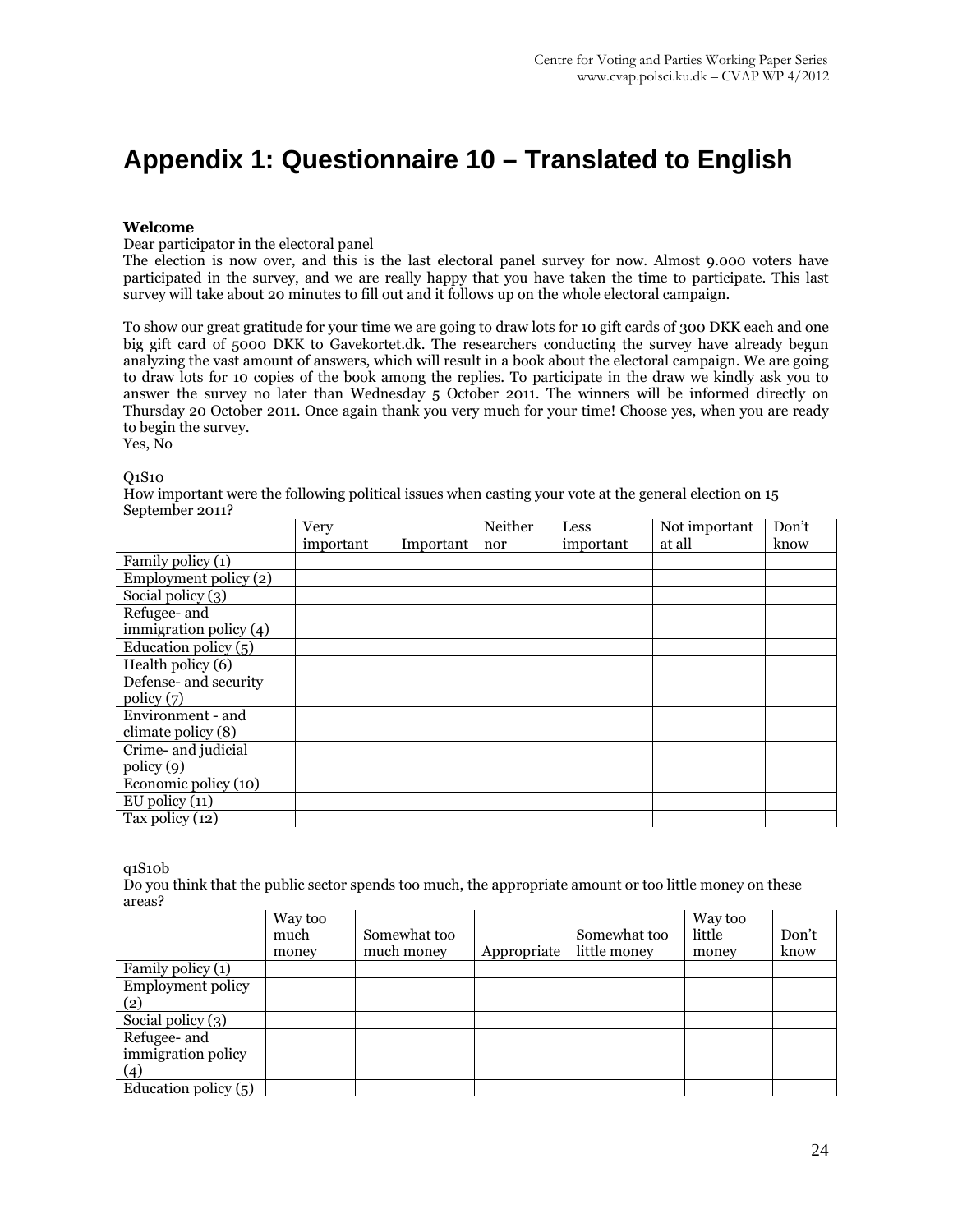# Appendix 1: Questionnaire 10 – Translated to English

**Welcome**

Dear participator in the electoral panel

The election is now over, and this is the last electoral panel survey for now. Almost 9.000 voters have participated in the survey, and we are really happy that you have taken the time to participate. This last survey will take about 20 minutes to fill out and it follows up on the whole electoral campaign.

To show our great gratitude for your time we are going to draw lots for 10 gift cards of 300 DKK each and one big gift card of 5000 DKK to Gavekortet.dk. The researchers conducting the survey have already begun analyzing the vast amount of answers, which will result in a book about the electoral campaign. We are going to draw lots for 10 copies of the book among the replies. To participate in the draw we kindly ask you to answer the survey no later than Wednesday 5 October 2011. The winners will be informed directly on Thursday 20 October 2011. Once again thank you very much for your time! Choose yes, when you are ready to begin the survey.

Yes, No

Q1S10

How important were the following political issues when casting your vote at the general election on 15 September 2011?

| | Very important | Important | Neither nor | Less important | Not important at all | Don't know |
|---|---|---|---|---|---|---|
| Family policy (1) | | | | | | |
| Employment policy (2) | | | | | | |
| Social policy (3) | | | | | | |
| Refugee- and immigration policy (4) | | | | | | |
| Education policy (5) | | | | | | |
| Health policy (6) | | | | | | |
| Defense- and security policy (7) | | | | | | |
| Environment - and climate policy (8) | | | | | | |
| Crime- and judicial policy (9) | | | | | | |
| Economic policy (10) | | | | | | |
| EU policy (11) | | | | | | |
| Tax policy (12) | | | | | | |

q1S10b

Do you think that the public sector spends too much, the appropriate amount or too little money on these areas?

| | Way too much money | Somewhat too much money | Appropriate | Somewhat too little money | Way too little money | Don't know |
|---|---|---|---|---|---|---|
| Family policy (1) | | | | | | |
| Employment policy (2) | | | | | | |
| Social policy (3) | | | | | | |
| Refugee- and immigration policy (4) | | | | | | |
| Education policy (5) | | | | | | |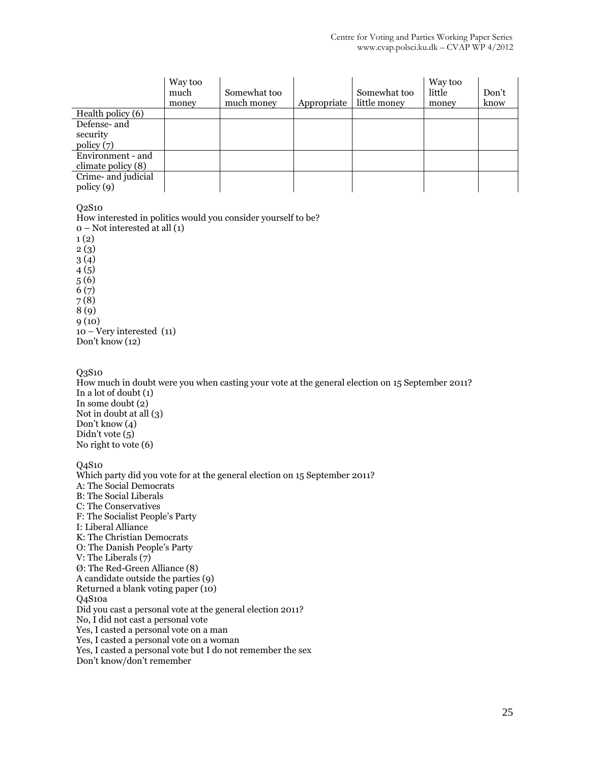| | Way too much money | Somewhat too much money | Appropriate | Somewhat too little money | Way too little money | Don't know |
|---|---|---|---|---|---|---|
| Health policy (6) | | | | | | |
| Defense- and security policy (7) | | | | | | |
| Environment - and climate policy (8) | | | | | | |
| Crime- and judicial policy (9) | | | | | | |

Q2S10
How interested in politics would you consider yourself to be?
0 – Not interested at all (1)
1 (2)
2 (3)
3 (4)
4 (5)
5 (6)
6 (7)
7 (8)
8 (9)
9 (10)
10 – Very interested (11)
Don't know (12)

Q3S10
How much in doubt were you when casting your vote at the general election on 15 September 2011?
In a lot of doubt (1)
In some doubt (2)
Not in doubt at all (3)
Don't know (4)
Didn't vote (5)
No right to vote (6)

Q4S10
Which party did you vote for at the general election on 15 September 2011?
A: The Social Democrats
B: The Social Liberals
C: The Conservatives
F: The Socialist People's Party
I: Liberal Alliance
K: The Christian Democrats
O: The Danish People's Party
V: The Liberals (7)
Ø: The Red-Green Alliance (8)
A candidate outside the parties (9)
Returned a blank voting paper (10)
Q4S10a
Did you cast a personal vote at the general election 2011?
No, I did not cast a personal vote
Yes, I casted a personal vote on a man
Yes, I casted a personal vote on a woman
Yes, I casted a personal vote but I do not remember the sex
Don't know/don't remember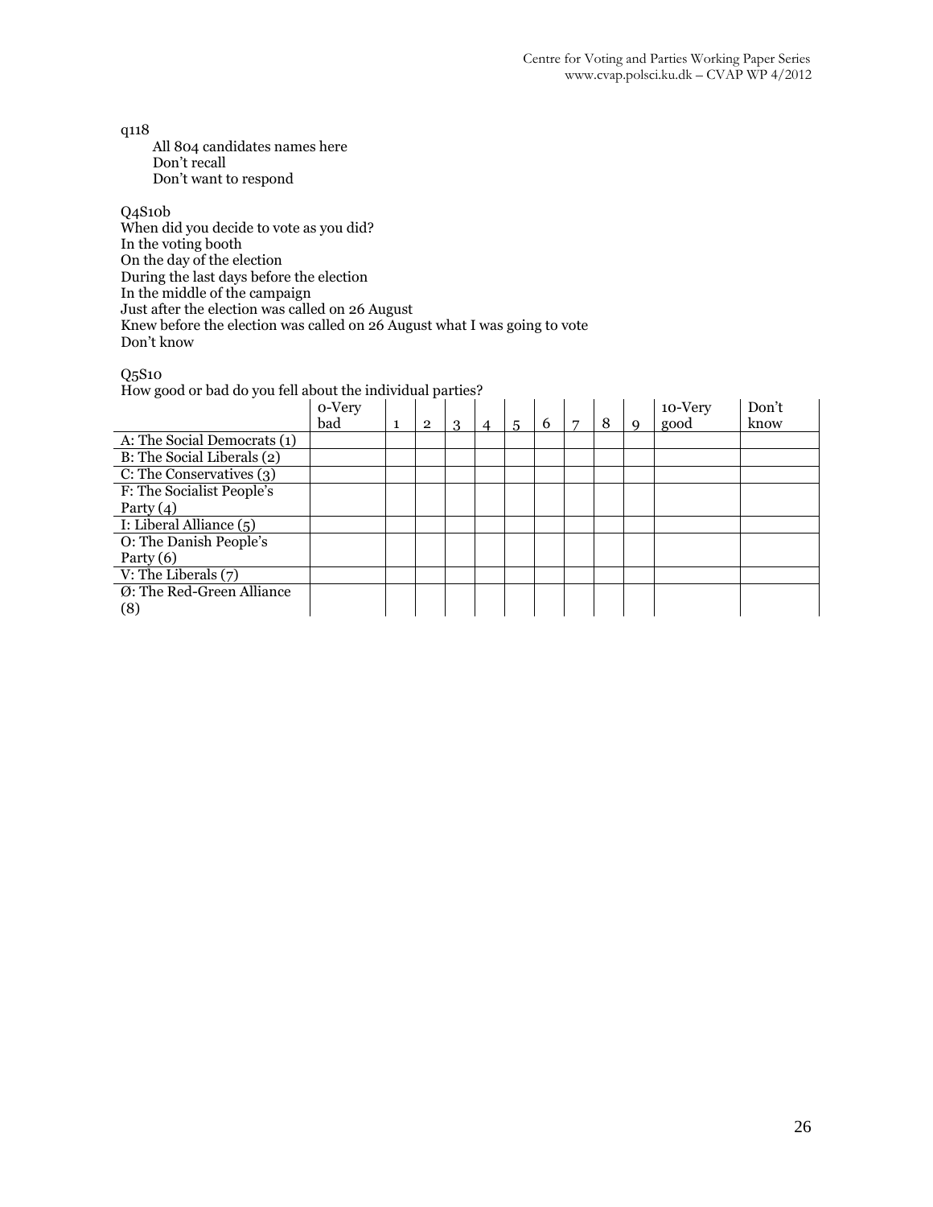q118

All 804 candidates names here
Don't recall
Don't want to respond

Q4S10b

When did you decide to vote as you did?
In the voting booth
On the day of the election
During the last days before the election
In the middle of the campaign
Just after the election was called on 26 August
Knew before the election was called on 26 August what I was going to vote
Don't know

Q5S10

How good or bad do you fell about the individual parties?

| | 0-Very bad | 1 | 2 | 3 | 4 | 5 | 6 | 7 | 8 | 9 | 10-Very good | Don't know |
|---|---|---|---|---|---|---|---|---|---|---|---|---|
| A: The Social Democrats (1) | | | | | | | | | | | | |
| B: The Social Liberals (2) | | | | | | | | | | | | |
| C: The Conservatives (3) | | | | | | | | | | | | |
| F: The Socialist People's Party (4) | | | | | | | | | | | | |
| I: Liberal Alliance (5) | | | | | | | | | | | | |
| O: The Danish People's Party (6) | | | | | | | | | | | | |
| V: The Liberals (7) | | | | | | | | | | | | |
| Ø: The Red-Green Alliance (8) | | | | | | | | | | | | |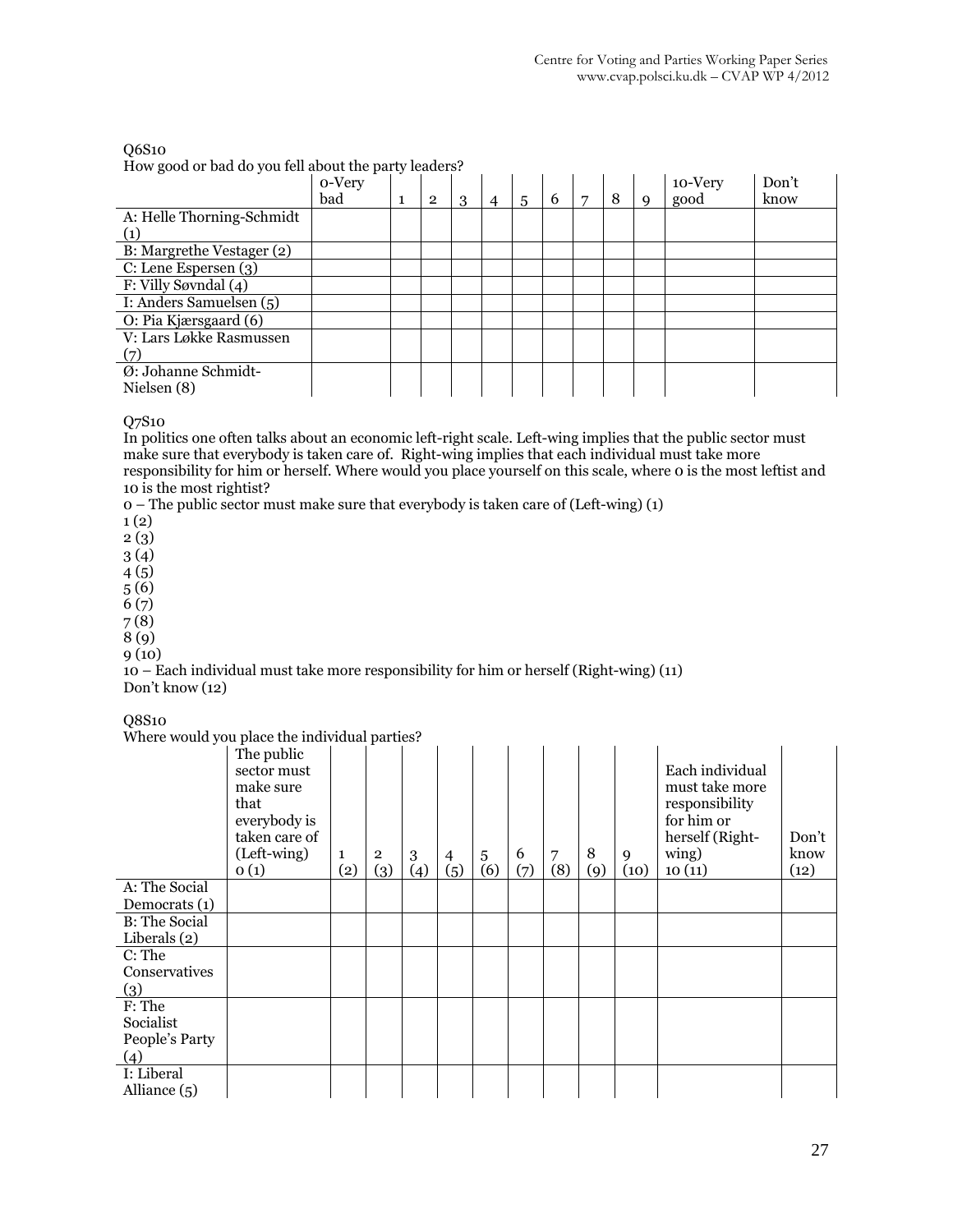Q6S10

How good or bad do you fell about the party leaders?

| | 0-Very bad | 1 | 2 | 3 | 4 | 5 | 6 | 7 | 8 | 9 | 10-Very good | Don't know |
|---|---|---|---|---|---|---|---|---|---|---|---|---|
| A: Helle Thorning-Schmidt (1) | | | | | | | | | | | | |
| B: Margrethe Vestager (2) | | | | | | | | | | | | |
| C: Lene Espersen (3) | | | | | | | | | | | | |
| F: Villy Søvndal (4) | | | | | | | | | | | | |
| I: Anders Samuelsen (5) | | | | | | | | | | | | |
| O: Pia Kjærsgaard (6) | | | | | | | | | | | | |
| V: Lars Løkke Rasmussen (7) | | | | | | | | | | | | |
| Ø: Johanne Schmidt-Nielsen (8) | | | | | | | | | | | | |

Q7S10

In politics one often talks about an economic left-right scale. Left-wing implies that the public sector must make sure that everybody is taken care of. Right-wing implies that each individual must take more responsibility for him or herself. Where would you place yourself on this scale, where 0 is the most leftist and 10 is the most rightist?

0 – The public sector must make sure that everybody is taken care of (Left-wing) (1)
1 (2)
2 (3)
3 (4)
4 (5)
5 (6)
6 (7)
7 (8)
8 (9)
9 (10)
10 – Each individual must take more responsibility for him or herself (Right-wing) (11)
Don't know (12)

Q8S10

Where would you place the individual parties?

| | The public sector must make sure that everybody is taken care of (Left-wing) 0 (1) | 1 (2) | 2 (3) | 3 (4) | 4 (5) | 5 (6) | 6 (7) | 7 (8) | 8 (9) | 9 (10) | Each individual must take more responsibility for him or herself (Right-wing) 10 (11) | Don't know (12) |
|---|---|---|---|---|---|---|---|---|---|---|---|---|
| A: The Social Democrats (1) | | | | | | | | | | | | |
| B: The Social Liberals (2) | | | | | | | | | | | | |
| C: The Conservatives (3) | | | | | | | | | | | | |
| F: The Socialist People's Party (4) | | | | | | | | | | | | |
| I: Liberal Alliance (5) | | | | | | | | | | | | |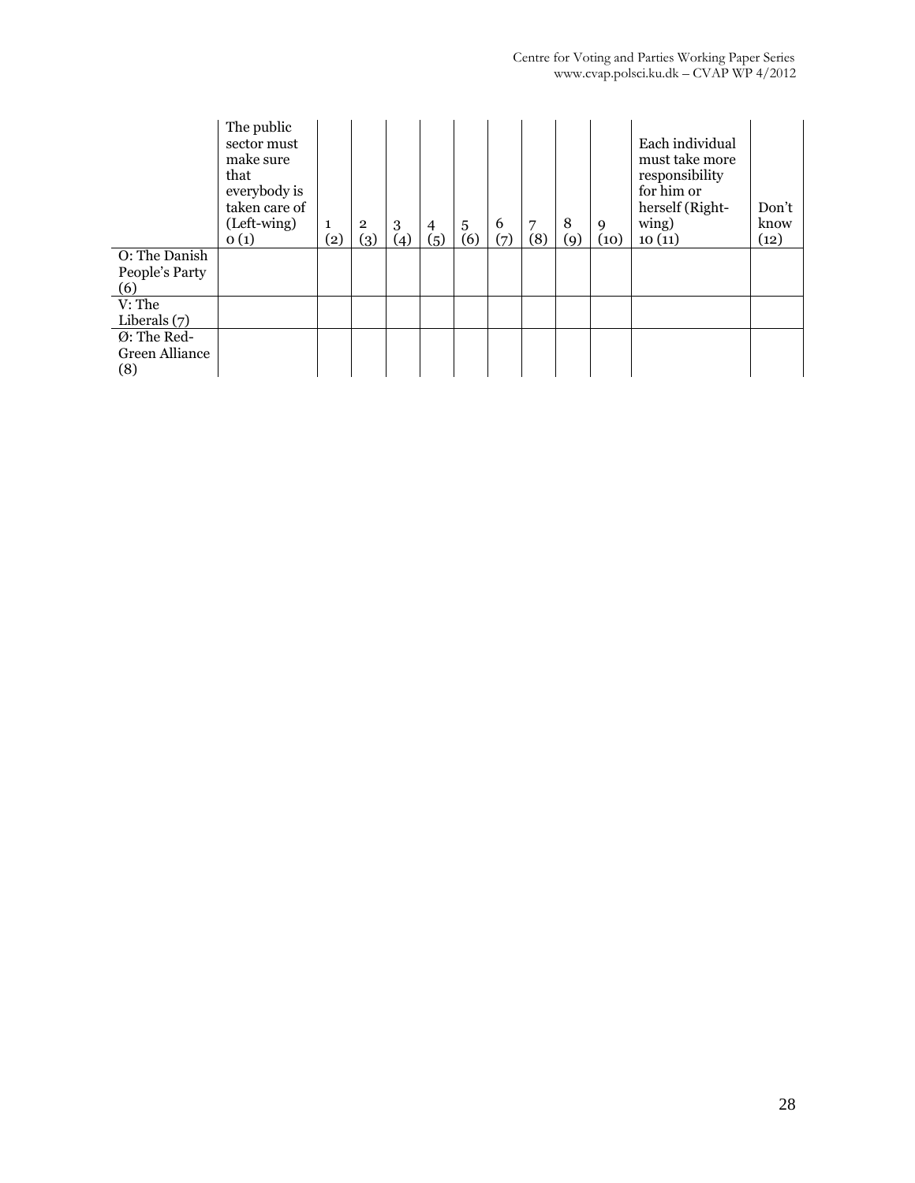| | The public sector must make sure that everybody is taken care of (Left-wing) 0 (1) | 1 (2) | 2 (3) | 3 (4) | 4 (5) | 5 (6) | 6 (7) | 7 (8) | 8 (9) | 9 (10) | Each individual must take more responsibility for him or herself (Right-wing) 10 (11) | Don't know (12) |
|---|---|---|---|---|---|---|---|---|---|---|---|---|
| O: The Danish People's Party (6) | | | | | | | | | | | | |
| V: The Liberals (7) | | | | | | | | | | | | |
| Ø: The Red-Green Alliance (8) | | | | | | | | | | | | |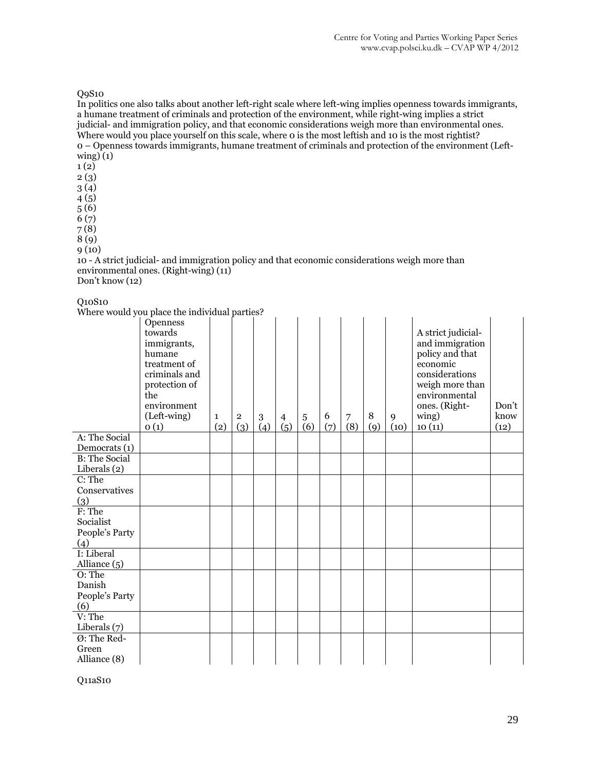Q9S10

In politics one also talks about another left-right scale where left-wing implies openness towards immigrants, a humane treatment of criminals and protection of the environment, while right-wing implies a strict judicial- and immigration policy, and that economic considerations weigh more than environmental ones. Where would you place yourself on this scale, where 0 is the most leftish and 10 is the most rightist?

0 – Openness towards immigrants, humane treatment of criminals and protection of the environment (Left-wing) (1)
1 (2)
2 (3)
3 (4)
4 (5)
5 (6)
6 (7)
7 (8)
8 (9)
9 (10)
10 - A strict judicial- and immigration policy and that economic considerations weigh more than environmental ones. (Right-wing) (11)
Don't know (12)

Q10S10

Where would you place the individual parties?

| | Openness towards immigrants, humane treatment of criminals and protection of the environment (Left-wing) 0 (1) | 1 (2) | 2 (3) | 3 (4) | 4 (5) | 5 (6) | 6 (7) | 7 (8) | 8 (9) | 9 (10) | A strict judicial- and immigration policy and that economic considerations weigh more than environmental ones. (Right-wing) 10 (11) | Don't know (12) |
|---|---|---|---|---|---|---|---|---|---|---|---|---|
| A: The Social Democrats (1) | | | | | | | | | | | | |
| B: The Social Liberals (2) | | | | | | | | | | | | |
| C: The Conservatives (3) | | | | | | | | | | | | |
| F: The Socialist People's Party (4) | | | | | | | | | | | | |
| I: Liberal Alliance (5) | | | | | | | | | | | | |
| O: The Danish People's Party (6) | | | | | | | | | | | | |
| V: The Liberals (7) | | | | | | | | | | | | |
| Ø: The Red-Green Alliance (8) | | | | | | | | | | | | |

Q11aS10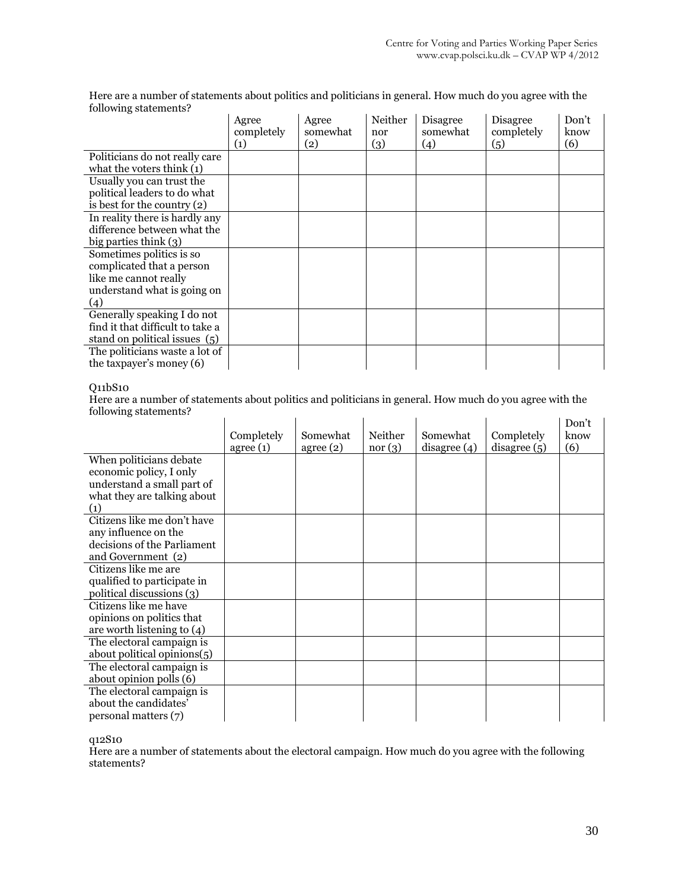Here are a number of statements about politics and politicians in general. How much do you agree with the following statements?

| | Agree completely (1) | Agree somewhat (2) | Neither nor (3) | Disagree somewhat (4) | Disagree completely (5) | Don't know (6) |
|---|---|---|---|---|---|---|
| Politicians do not really care what the voters think (1) | | | | | | |
| Usually you can trust the political leaders to do what is best for the country (2) | | | | | | |
| In reality there is hardly any difference between what the big parties think (3) | | | | | | |
| Sometimes politics is so complicated that a person like me cannot really understand what is going on (4) | | | | | | |
| Generally speaking I do not find it that difficult to take a stand on political issues (5) | | | | | | |
| The politicians waste a lot of the taxpayer's money (6) | | | | | | |

Q11bS10

Here are a number of statements about politics and politicians in general. How much do you agree with the following statements?

| | Completely agree (1) | Somewhat agree (2) | Neither nor (3) | Somewhat disagree (4) | Completely disagree (5) | Don't know (6) |
|---|---|---|---|---|---|---|
| When politicians debate economic policy, I only understand a small part of what they are talking about (1) | | | | | | |
| Citizens like me don't have any influence on the decisions of the Parliament and Government (2) | | | | | | |
| Citizens like me are qualified to participate in political discussions (3) | | | | | | |
| Citizens like me have opinions on politics that are worth listening to (4) | | | | | | |
| The electoral campaign is about political opinions(5) | | | | | | |
| The electoral campaign is about opinion polls (6) | | | | | | |
| The electoral campaign is about the candidates' personal matters (7) | | | | | | |

q12S10

Here are a number of statements about the electoral campaign. How much do you agree with the following statements?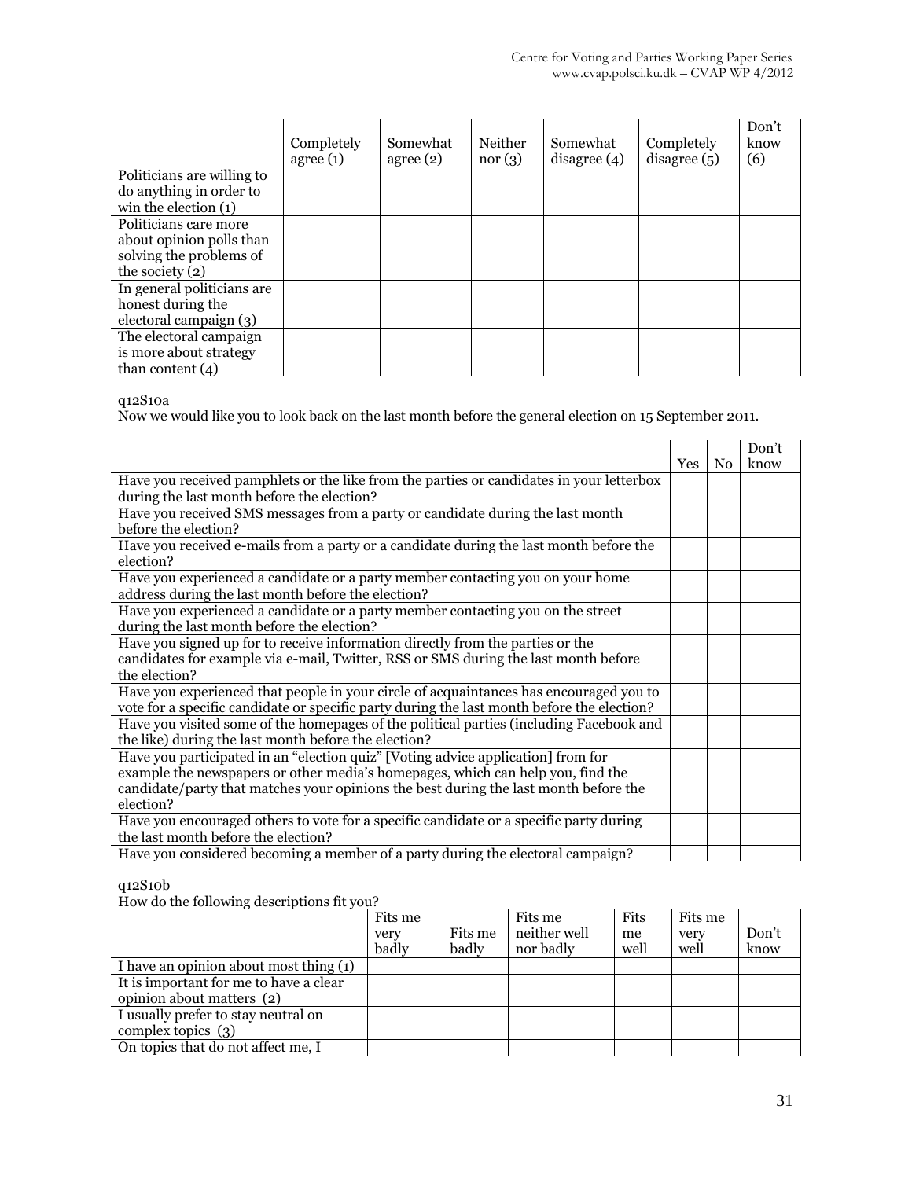| | Completely agree (1) | Somewhat agree (2) | Neither nor (3) | Somewhat disagree (4) | Completely disagree (5) | Don't know (6) |
|---|---|---|---|---|---|---|
| Politicians are willing to do anything in order to win the election (1) | | | | | | |
| Politicians care more about opinion polls than solving the problems of the society (2) | | | | | | |
| In general politicians are honest during the electoral campaign (3) | | | | | | |
| The electoral campaign is more about strategy than content (4) | | | | | | |

q12S10a

Now we would like you to look back on the last month before the general election on 15 September 2011.

| | Yes | No | Don't know |
|---|---|---|---|
| Have you received pamphlets or the like from the parties or candidates in your letterbox during the last month before the election? | | | |
| Have you received SMS messages from a party or candidate during the last month before the election? | | | |
| Have you received e-mails from a party or a candidate during the last month before the election? | | | |
| Have you experienced a candidate or a party member contacting you on your home address during the last month before the election? | | | |
| Have you experienced a candidate or a party member contacting you on the street during the last month before the election? | | | |
| Have you signed up for to receive information directly from the parties or the candidates for example via e-mail, Twitter, RSS or SMS during the last month before the election? | | | |
| Have you experienced that people in your circle of acquaintances has encouraged you to vote for a specific candidate or specific party during the last month before the election? | | | |
| Have you visited some of the homepages of the political parties (including Facebook and the like) during the last month before the election? | | | |
| Have you participated in an "election quiz" [Voting advice application] from for example the newspapers or other media's homepages, which can help you, find the candidate/party that matches your opinions the best during the last month before the election? | | | |
| Have you encouraged others to vote for a specific candidate or a specific party during the last month before the election? | | | |
| Have you considered becoming a member of a party during the electoral campaign? | | | |

q12S10b

How do the following descriptions fit you?

| | Fits me very badly | Fits me badly | Fits me neither well nor badly | Fits me well | Fits me very well | Don't know |
|---|---|---|---|---|---|---|
| I have an opinion about most thing (1) | | | | | | |
| It is important for me to have a clear opinion about matters (2) | | | | | | |
| I usually prefer to stay neutral on complex topics (3) | | | | | | |
| On topics that do not affect me, I | | | | | | |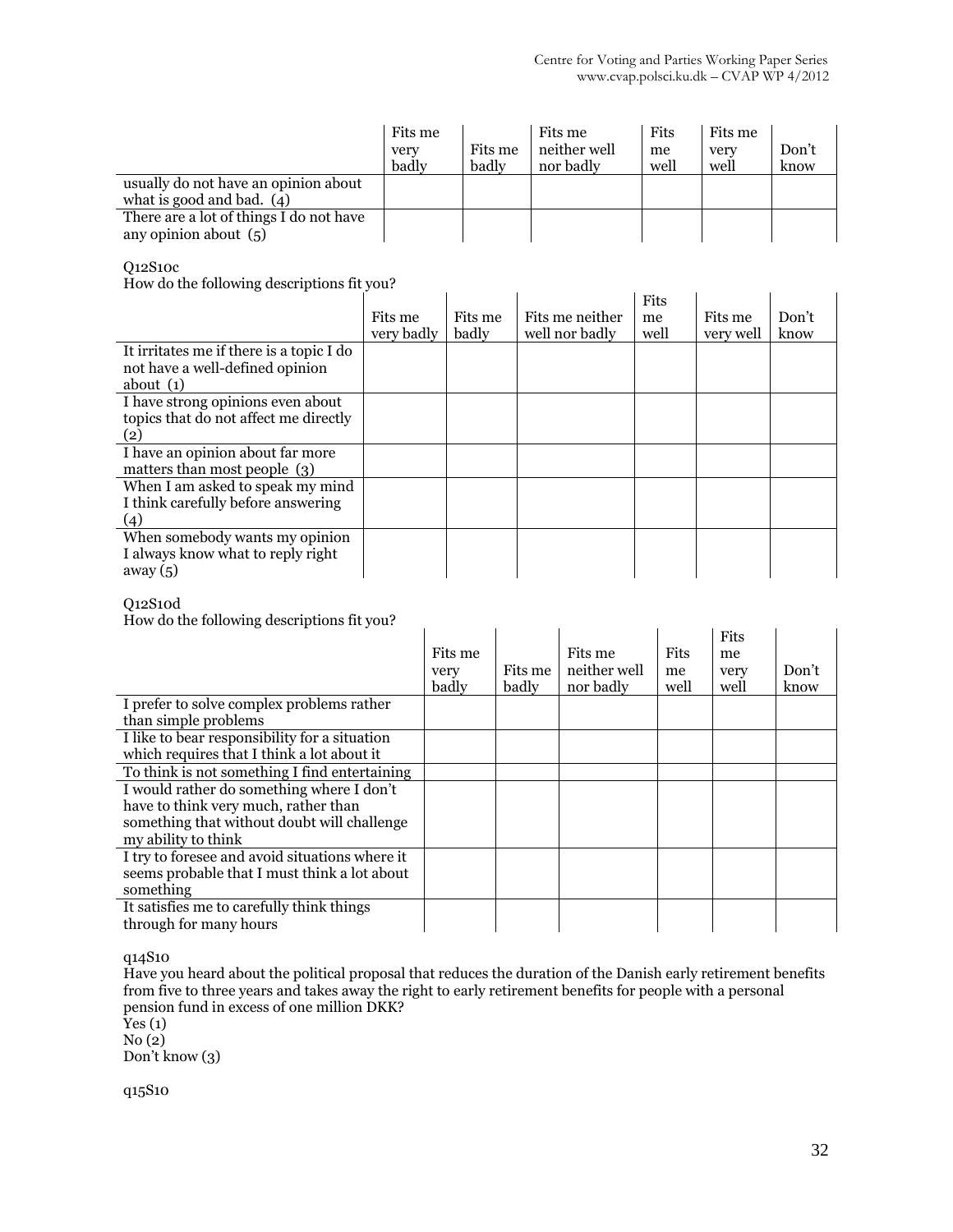| | Fits me very badly | Fits me badly | Fits me neither well nor badly | Fits me well | Fits me very well | Don't know |
|---|---|---|---|---|---|---|
| usually do not have an opinion about what is good and bad. (4) | | | | | | |
| There are a lot of things I do not have any opinion about (5) | | | | | | |

Q12S10c

How do the following descriptions fit you?

| | Fits me very badly | Fits me badly | Fits me neither well nor badly | Fits me well | Fits me very well | Don't know |
|---|---|---|---|---|---|---|
| It irritates me if there is a topic I do not have a well-defined opinion about (1) | | | | | | |
| I have strong opinions even about topics that do not affect me directly (2) | | | | | | |
| I have an opinion about far more matters than most people (3) | | | | | | |
| When I am asked to speak my mind I think carefully before answering (4) | | | | | | |
| When somebody wants my opinion I always know what to reply right away (5) | | | | | | |

Q12S10d

How do the following descriptions fit you?

| | Fits me very badly | Fits me badly | Fits me neither well nor badly | Fits me well | Fits me very well | Don't know |
|---|---|---|---|---|---|---|
| I prefer to solve complex problems rather than simple problems | | | | | | |
| I like to bear responsibility for a situation which requires that I think a lot about it | | | | | | |
| To think is not something I find entertaining | | | | | | |
| I would rather do something where I don't have to think very much, rather than something that without doubt will challenge my ability to think | | | | | | |
| I try to foresee and avoid situations where it seems probable that I must think a lot about something | | | | | | |
| It satisfies me to carefully think things through for many hours | | | | | | |

q14S10

Have you heard about the political proposal that reduces the duration of the Danish early retirement benefits from five to three years and takes away the right to early retirement benefits for people with a personal pension fund in excess of one million DKK?

Yes (1)

No (2)

Don't know (3)

q15S10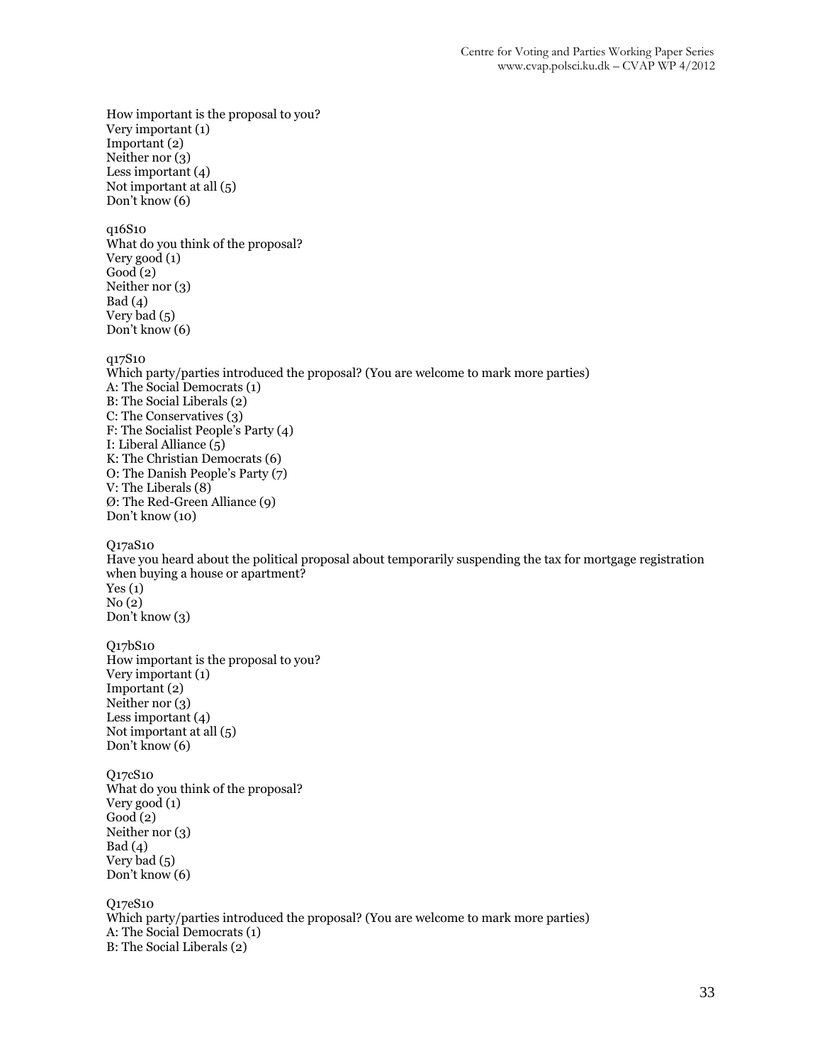How important is the proposal to you?
Very important (1)
Important (2)
Neither nor (3)
Less important (4)
Not important at all (5)
Don't know (6)

q16S10
What do you think of the proposal?
Very good (1)
Good (2)
Neither nor (3)
Bad (4)
Very bad (5)
Don't know (6)

q17S10
Which party/parties introduced the proposal? (You are welcome to mark more parties)
A: The Social Democrats (1)
B: The Social Liberals (2)
C: The Conservatives (3)
F: The Socialist People's Party (4)
I: Liberal Alliance (5)
K: The Christian Democrats (6)
O: The Danish People's Party (7)
V: The Liberals (8)
Ø: The Red-Green Alliance (9)
Don't know (10)

Q17aS10
Have you heard about the political proposal about temporarily suspending the tax for mortgage registration when buying a house or apartment?
Yes (1)
No (2)
Don't know (3)

Q17bS10
How important is the proposal to you?
Very important (1)
Important (2)
Neither nor (3)
Less important (4)
Not important at all (5)
Don't know (6)

Q17cS10
What do you think of the proposal?
Very good (1)
Good (2)
Neither nor (3)
Bad (4)
Very bad (5)
Don't know (6)

Q17eS10
Which party/parties introduced the proposal? (You are welcome to mark more parties)
A: The Social Democrats (1)
B: The Social Liberals (2)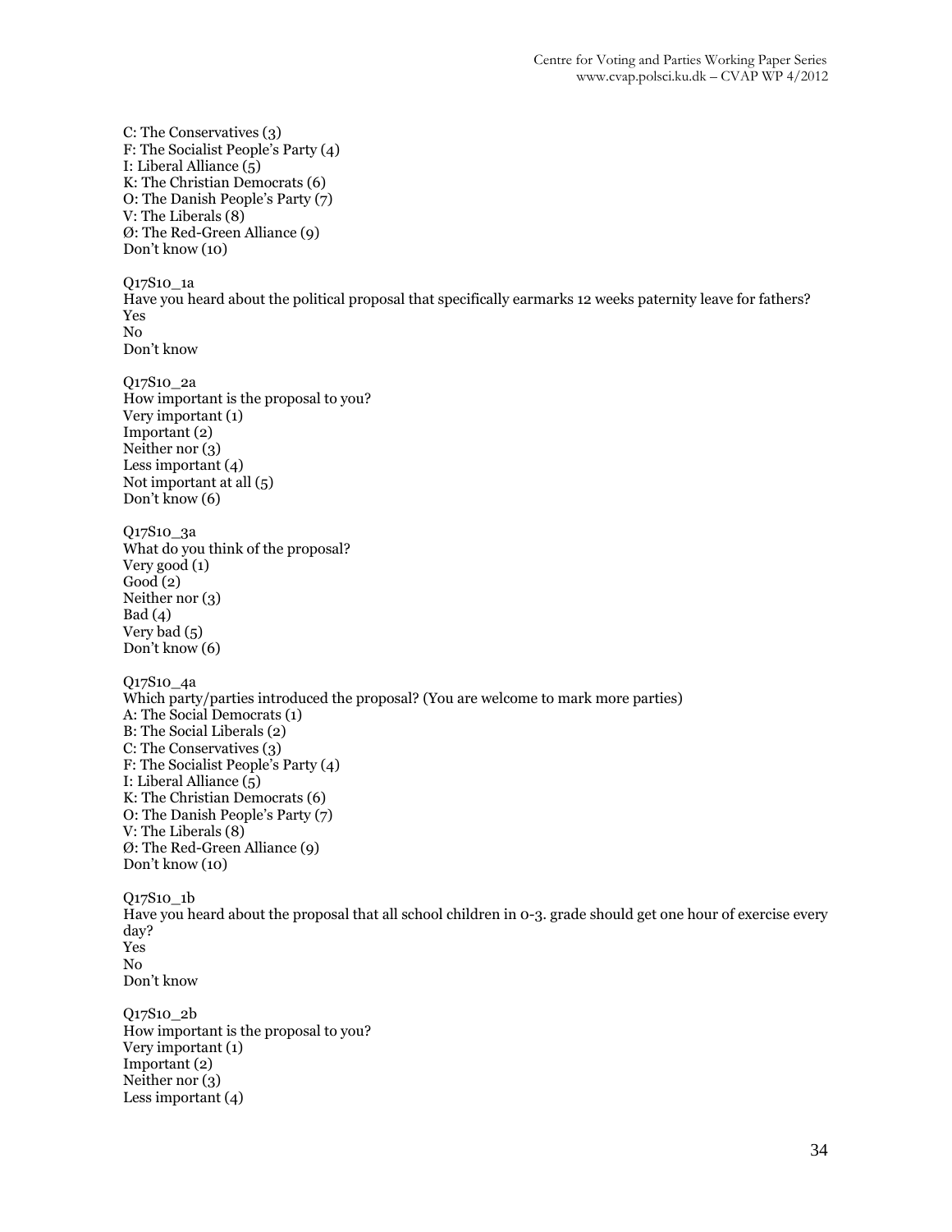C: The Conservatives (3)
F: The Socialist People's Party (4)
I: Liberal Alliance (5)
K: The Christian Democrats (6)
O: The Danish People's Party (7)
V: The Liberals (8)
Ø: The Red-Green Alliance (9)
Don't know (10)

Q17S10_1a
Have you heard about the political proposal that specifically earmarks 12 weeks paternity leave for fathers?
Yes
No
Don't know

Q17S10_2a
How important is the proposal to you?
Very important (1)
Important (2)
Neither nor (3)
Less important (4)
Not important at all (5)
Don't know (6)

Q17S10_3a
What do you think of the proposal?
Very good (1)
Good (2)
Neither nor (3)
Bad (4)
Very bad (5)
Don't know (6)

Q17S10_4a
Which party/parties introduced the proposal? (You are welcome to mark more parties)
A: The Social Democrats (1)
B: The Social Liberals (2)
C: The Conservatives (3)
F: The Socialist People's Party (4)
I: Liberal Alliance (5)
K: The Christian Democrats (6)
O: The Danish People's Party (7)
V: The Liberals (8)
Ø: The Red-Green Alliance (9)
Don't know (10)

Q17S10_1b
Have you heard about the proposal that all school children in 0-3. grade should get one hour of exercise every day?
Yes
No
Don't know

Q17S10_2b
How important is the proposal to you?
Very important (1)
Important (2)
Neither nor (3)
Less important (4)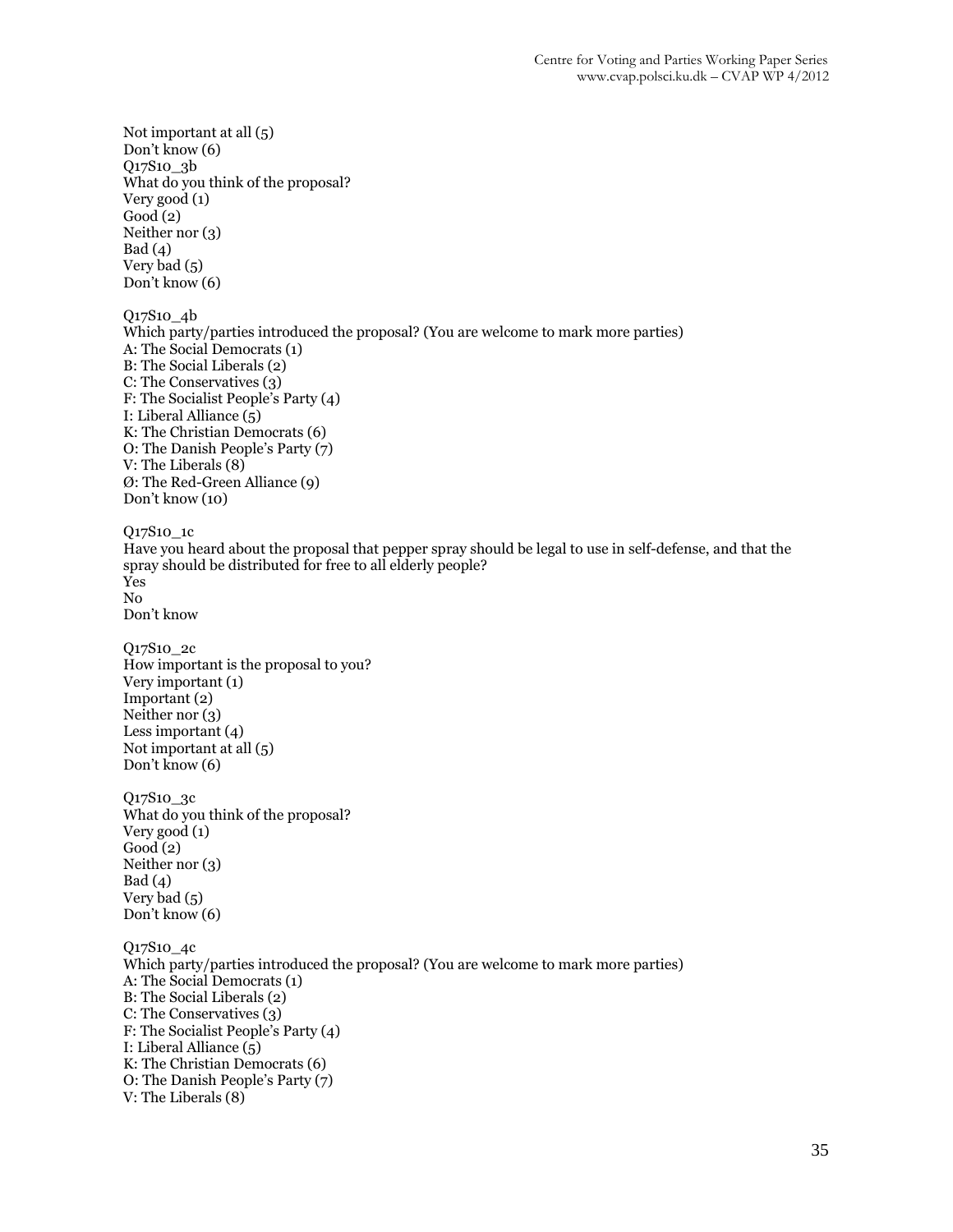Not important at all (5)
Don't know (6)
Q17S10_3b
What do you think of the proposal?
Very good (1)
Good (2)
Neither nor (3)
Bad (4)
Very bad (5)
Don't know (6)

Q17S10_4b
Which party/parties introduced the proposal? (You are welcome to mark more parties)
A: The Social Democrats (1)
B: The Social Liberals (2)
C: The Conservatives (3)
F: The Socialist People's Party (4)
I: Liberal Alliance (5)
K: The Christian Democrats (6)
O: The Danish People's Party (7)
V: The Liberals (8)
Ø: The Red-Green Alliance (9)
Don't know (10)

Q17S10_1c
Have you heard about the proposal that pepper spray should be legal to use in self-defense, and that the spray should be distributed for free to all elderly people?
Yes
No
Don't know

Q17S10_2c
How important is the proposal to you?
Very important (1)
Important (2)
Neither nor (3)
Less important (4)
Not important at all (5)
Don't know (6)

Q17S10_3c
What do you think of the proposal?
Very good (1)
Good (2)
Neither nor (3)
Bad (4)
Very bad (5)
Don't know (6)

Q17S10_4c
Which party/parties introduced the proposal? (You are welcome to mark more parties)
A: The Social Democrats (1)
B: The Social Liberals (2)
C: The Conservatives (3)
F: The Socialist People's Party (4)
I: Liberal Alliance (5)
K: The Christian Democrats (6)
O: The Danish People's Party (7)
V: The Liberals (8)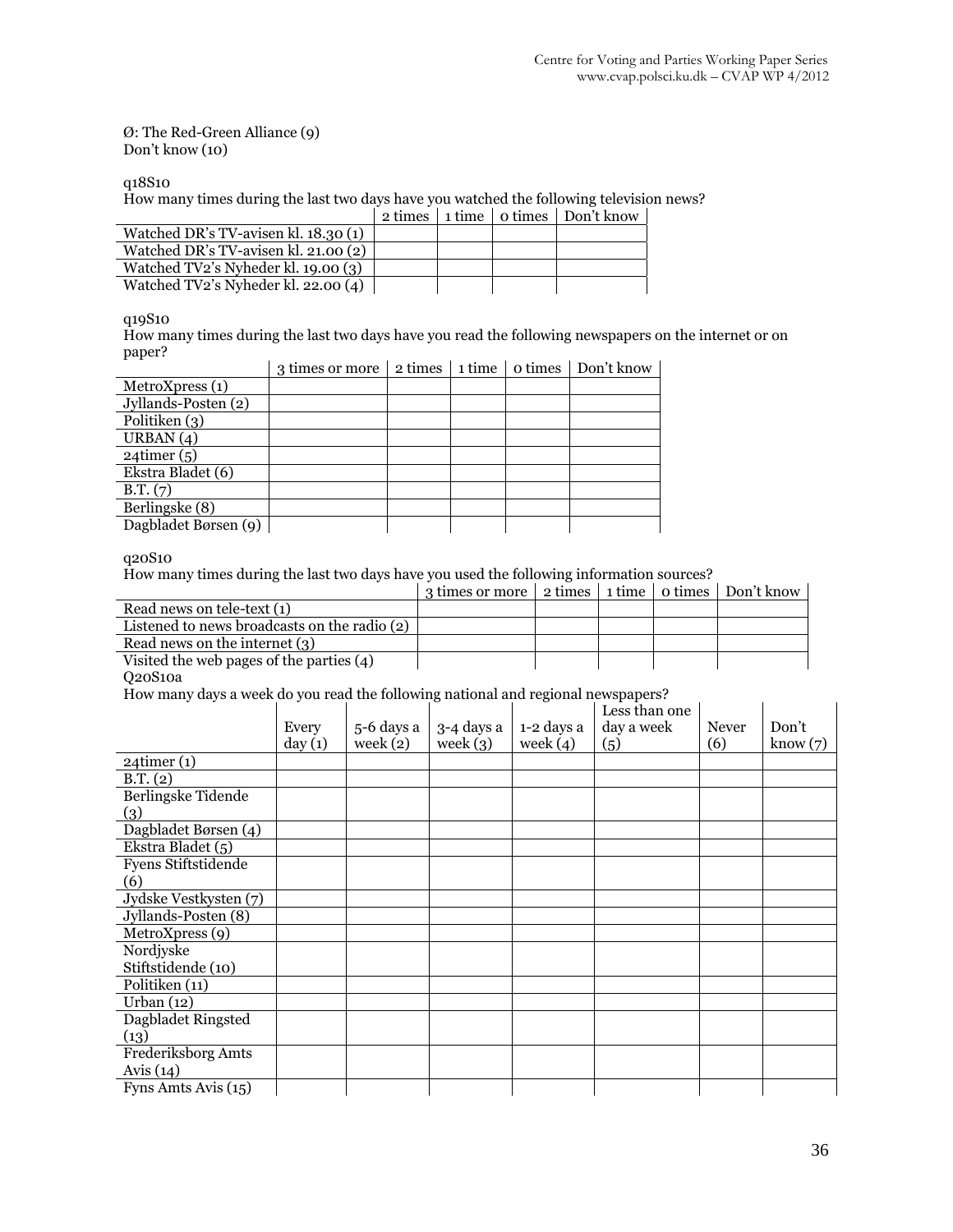Ø: The Red-Green Alliance (9)
Don't know (10)

q18S10

How many times during the last two days have you watched the following television news?

| | 2 times | 1 time | 0 times | Don't know |
|---|---|---|---|---|
| Watched DR's TV-avisen kl. 18.30 (1) | | | | |
| Watched DR's TV-avisen kl. 21.00 (2) | | | | |
| Watched TV2's Nyheder kl. 19.00 (3) | | | | |
| Watched TV2's Nyheder kl. 22.00 (4) | | | | |

q19S10

How many times during the last two days have you read the following newspapers on the internet or on paper?

| | 3 times or more | 2 times | 1 time | 0 times | Don't know |
|---|---|---|---|---|---|
| MetroXpress (1) | | | | | |
| Jyllands-Posten (2) | | | | | |
| Politiken (3) | | | | | |
| URBAN (4) | | | | | |
| 24timer (5) | | | | | |
| Ekstra Bladet (6) | | | | | |
| B.T. (7) | | | | | |
| Berlingske (8) | | | | | |
| Dagbladet Børsen (9) | | | | | |

q20S10

How many times during the last two days have you used the following information sources?

| | 3 times or more | 2 times | 1 time | 0 times | Don't know |
|---|---|---|---|---|---|
| Read news on tele-text (1) | | | | | |
| Listened to news broadcasts on the radio (2) | | | | | |
| Read news on the internet (3) | | | | | |
| Visited the web pages of the parties (4) | | | | | |

Q20S10a

How many days a week do you read the following national and regional newspapers?

| | Every day (1) | 5-6 days a week (2) | 3-4 days a week (3) | 1-2 days a week (4) | Less than one day a week (5) | Never (6) | Don't know (7) |
|---|---|---|---|---|---|---|---|
| 24timer (1) | | | | | | | |
| B.T. (2) | | | | | | | |
| Berlingske Tidende (3) | | | | | | | |
| Dagbladet Børsen (4) | | | | | | | |
| Ekstra Bladet (5) | | | | | | | |
| Fyens Stiftstidende (6) | | | | | | | |
| Jydske Vestkysten (7) | | | | | | | |
| Jyllands-Posten (8) | | | | | | | |
| MetroXpress (9) | | | | | | | |
| Nordjyske Stiftstidende (10) | | | | | | | |
| Politiken (11) | | | | | | | |
| Urban (12) | | | | | | | |
| Dagbladet Ringsted (13) | | | | | | | |
| Frederiksborg Amts Avis (14) | | | | | | | |
| Fyns Amts Avis (15) | | | | | | | |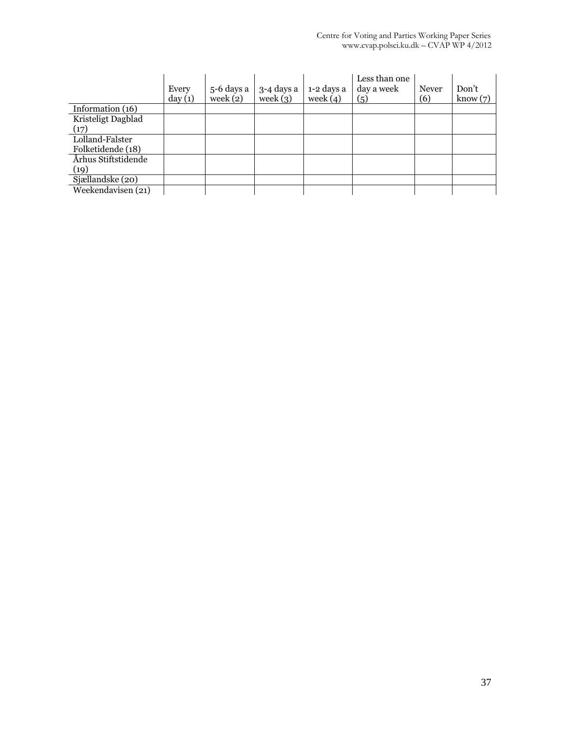| | Every day (1) | 5-6 days a week (2) | 3-4 days a week (3) | 1-2 days a week (4) | Less than one day a week (5) | Never (6) | Don't know (7) |
|---|---|---|---|---|---|---|---|
| Information (16) | | | | | | | |
| Kristeligt Dagblad (17) | | | | | | | |
| Lolland-Falster Folketidende (18) | | | | | | | |
| Århus Stiftstidende (19) | | | | | | | |
| Sjællandske (20) | | | | | | | |
| Weekendavisen (21) | | | | | | | |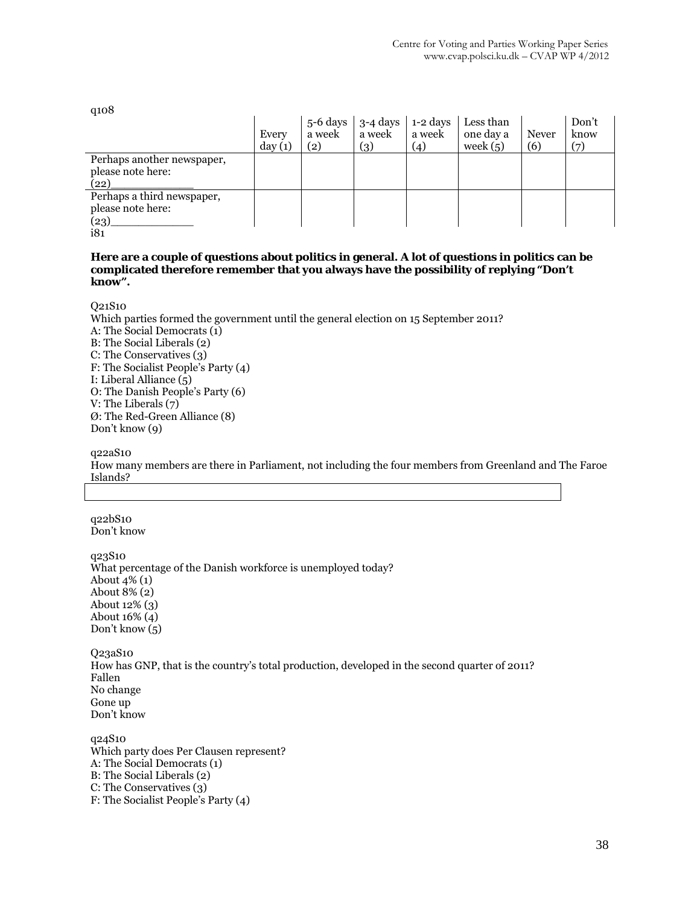q108

| | Every day (1) | 5-6 days a week (2) | 3-4 days a week (3) | 1-2 days a week (4) | Less than one day a week (5) | Never (6) | Don't know (7) |
|---|---|---|---|---|---|---|---|
| Perhaps another newspaper, please note here: (22)____________ | | | | | | | |
| Perhaps a third newspaper, please note here: (23)____________ | | | | | | | |

i81

**Here are a couple of questions about politics in general. A lot of questions in politics can be complicated therefore remember that you always have the possibility of replying "Don't know".**

Q21S10
Which parties formed the government until the general election on 15 September 2011?
A: The Social Democrats (1)
B: The Social Liberals (2)
C: The Conservatives (3)
F: The Socialist People's Party (4)
I: Liberal Alliance (5)
O: The Danish People's Party (6)
V: The Liberals (7)
Ø: The Red-Green Alliance (8)
Don't know (9)

q22aS10
How many members are there in Parliament, not including the four members from Greenland and The Faroe Islands?

| |
|---|

q22bS10
Don't know

q23S10
What percentage of the Danish workforce is unemployed today?
About 4% (1)
About 8% (2)
About 12% (3)
About 16% (4)
Don't know (5)

Q23aS10
How has GNP, that is the country's total production, developed in the second quarter of 2011?
Fallen
No change
Gone up
Don't know

q24S10
Which party does Per Clausen represent?
A: The Social Democrats (1)
B: The Social Liberals (2)
C: The Conservatives (3)
F: The Socialist People's Party (4)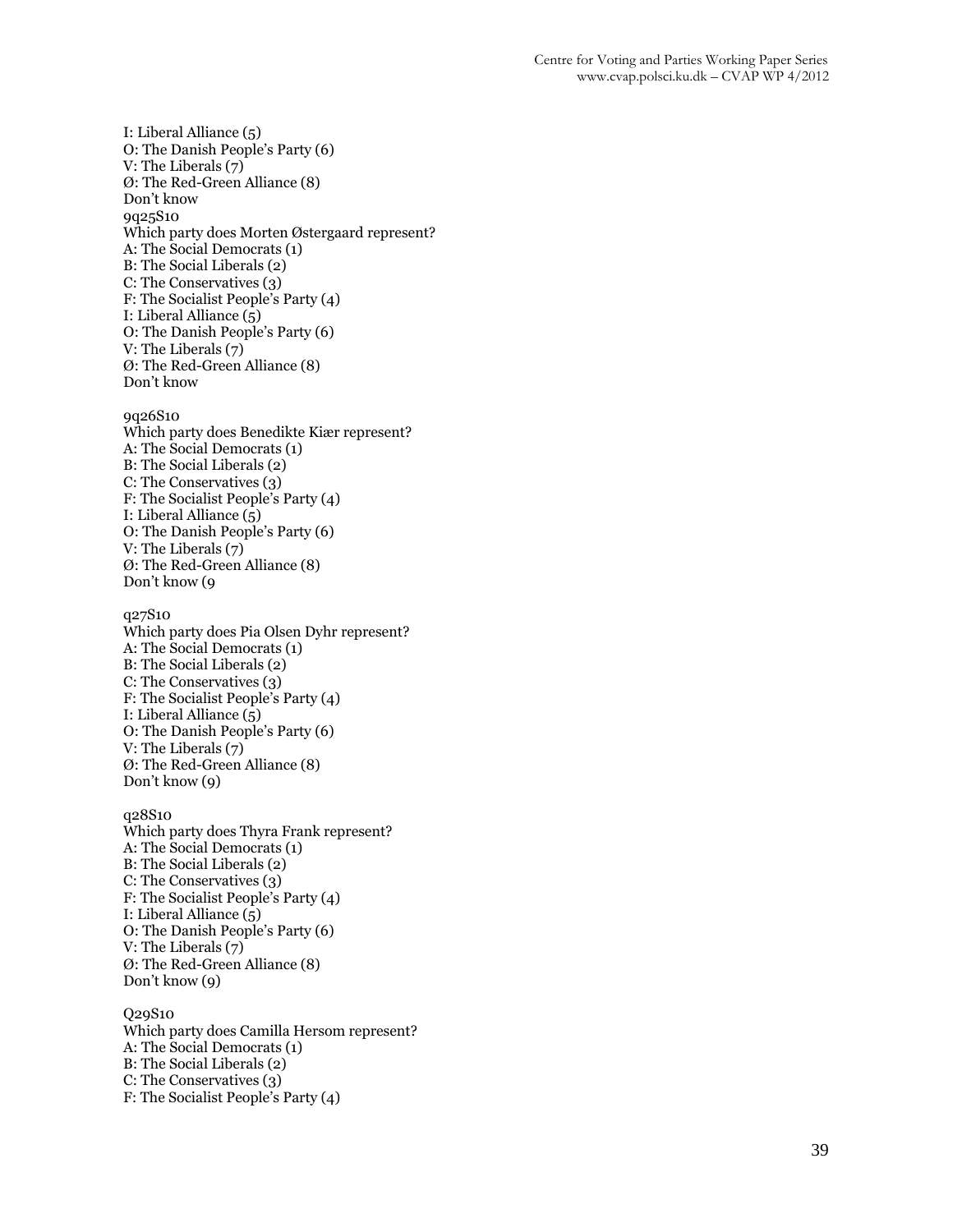I: Liberal Alliance (5)
O: The Danish People's Party (6)
V: The Liberals (7)
Ø: The Red-Green Alliance (8)
Don't know
9q25S10
Which party does Morten Østergaard represent?
A: The Social Democrats (1)
B: The Social Liberals (2)
C: The Conservatives (3)
F: The Socialist People's Party (4)
I: Liberal Alliance (5)
O: The Danish People's Party (6)
V: The Liberals (7)
Ø: The Red-Green Alliance (8)
Don't know

9q26S10
Which party does Benedikte Kiær represent?
A: The Social Democrats (1)
B: The Social Liberals (2)
C: The Conservatives (3)
F: The Socialist People's Party (4)
I: Liberal Alliance (5)
O: The Danish People's Party (6)
V: The Liberals (7)
Ø: The Red-Green Alliance (8)
Don't know (9

q27S10
Which party does Pia Olsen Dyhr represent?
A: The Social Democrats (1)
B: The Social Liberals (2)
C: The Conservatives (3)
F: The Socialist People's Party (4)
I: Liberal Alliance (5)
O: The Danish People's Party (6)
V: The Liberals (7)
Ø: The Red-Green Alliance (8)
Don't know (9)

q28S10
Which party does Thyra Frank represent?
A: The Social Democrats (1)
B: The Social Liberals (2)
C: The Conservatives (3)
F: The Socialist People's Party (4)
I: Liberal Alliance (5)
O: The Danish People's Party (6)
V: The Liberals (7)
Ø: The Red-Green Alliance (8)
Don't know (9)

Q29S10
Which party does Camilla Hersom represent?
A: The Social Democrats (1)
B: The Social Liberals (2)
C: The Conservatives (3)
F: The Socialist People's Party (4)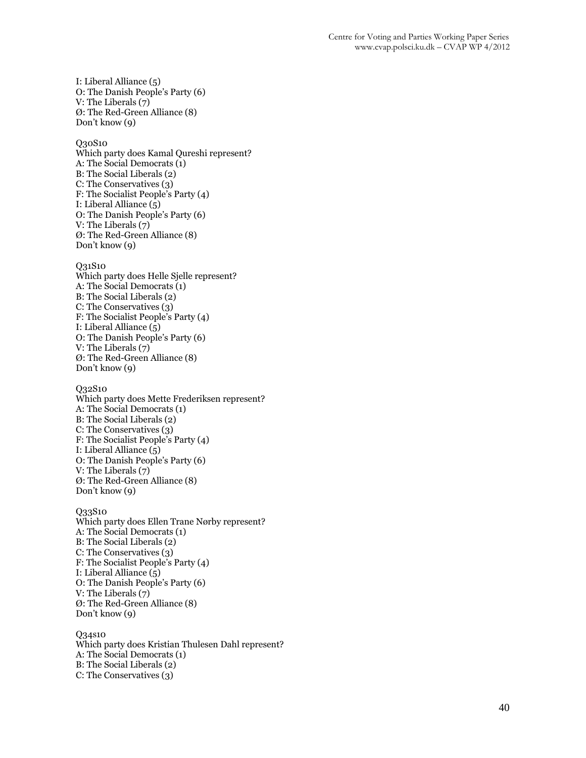I: Liberal Alliance (5)
O: The Danish People's Party (6)
V: The Liberals (7)
Ø: The Red-Green Alliance (8)
Don't know (9)

Q30S10
Which party does Kamal Qureshi represent?
A: The Social Democrats (1)
B: The Social Liberals (2)
C: The Conservatives (3)
F: The Socialist People's Party (4)
I: Liberal Alliance (5)
O: The Danish People's Party (6)
V: The Liberals (7)
Ø: The Red-Green Alliance (8)
Don't know (9)

Q31S10
Which party does Helle Sjelle represent?
A: The Social Democrats (1)
B: The Social Liberals (2)
C: The Conservatives (3)
F: The Socialist People's Party (4)
I: Liberal Alliance (5)
O: The Danish People's Party (6)
V: The Liberals (7)
Ø: The Red-Green Alliance (8)
Don't know (9)

Q32S10
Which party does Mette Frederiksen represent?
A: The Social Democrats (1)
B: The Social Liberals (2)
C: The Conservatives (3)
F: The Socialist People's Party (4)
I: Liberal Alliance (5)
O: The Danish People's Party (6)
V: The Liberals (7)
Ø: The Red-Green Alliance (8)
Don't know (9)

Q33S10
Which party does Ellen Trane Nørby represent?
A: The Social Democrats (1)
B: The Social Liberals (2)
C: The Conservatives (3)
F: The Socialist People's Party (4)
I: Liberal Alliance (5)
O: The Danish People's Party (6)
V: The Liberals (7)
Ø: The Red-Green Alliance (8)
Don't know (9)

Q34s10
Which party does Kristian Thulesen Dahl represent?
A: The Social Democrats (1)
B: The Social Liberals (2)
C: The Conservatives (3)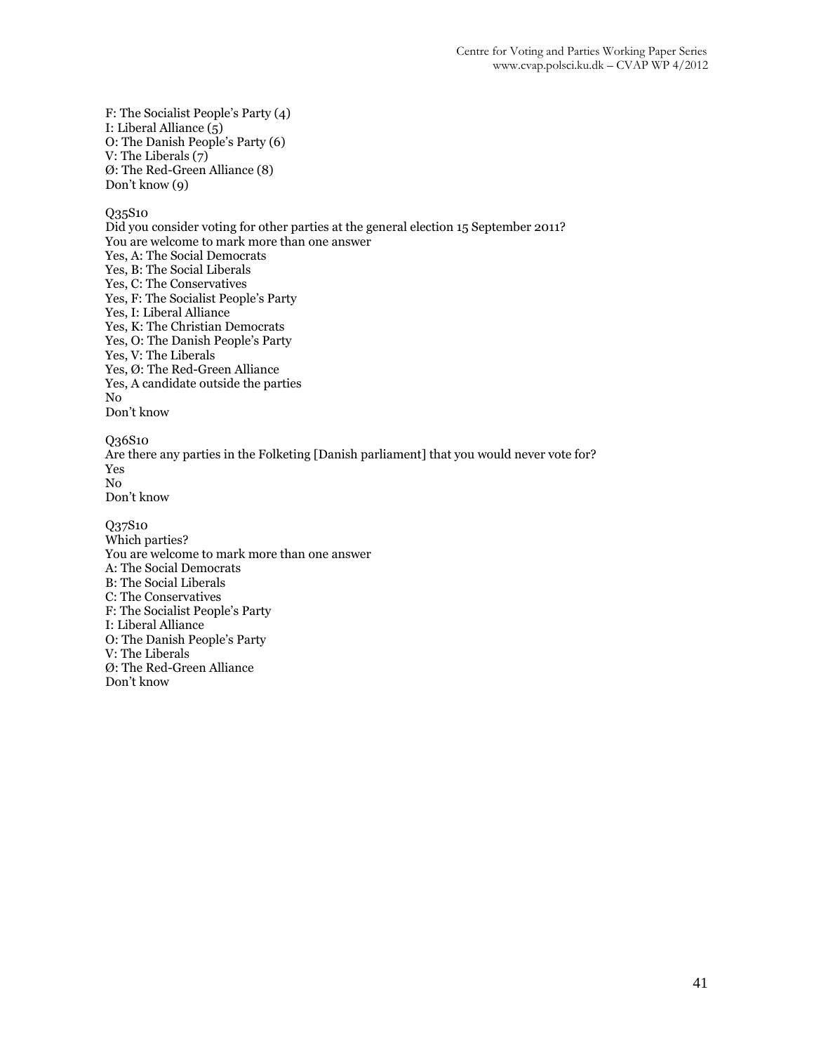F: The Socialist People's Party (4)
I: Liberal Alliance (5)
O: The Danish People's Party (6)
V: The Liberals (7)
Ø: The Red-Green Alliance (8)
Don't know (9)

Q35S10
Did you consider voting for other parties at the general election 15 September 2011?
You are welcome to mark more than one answer
Yes, A: The Social Democrats
Yes, B: The Social Liberals
Yes, C: The Conservatives
Yes, F: The Socialist People's Party
Yes, I: Liberal Alliance
Yes, K: The Christian Democrats
Yes, O: The Danish People's Party
Yes, V: The Liberals
Yes, Ø: The Red-Green Alliance
Yes, A candidate outside the parties
No
Don't know

Q36S10
Are there any parties in the Folketing [Danish parliament] that you would never vote for?
Yes
No
Don't know

Q37S10
Which parties?
You are welcome to mark more than one answer
A: The Social Democrats
B: The Social Liberals
C: The Conservatives
F: The Socialist People's Party
I: Liberal Alliance
O: The Danish People's Party
V: The Liberals
Ø: The Red-Green Alliance
Don't know